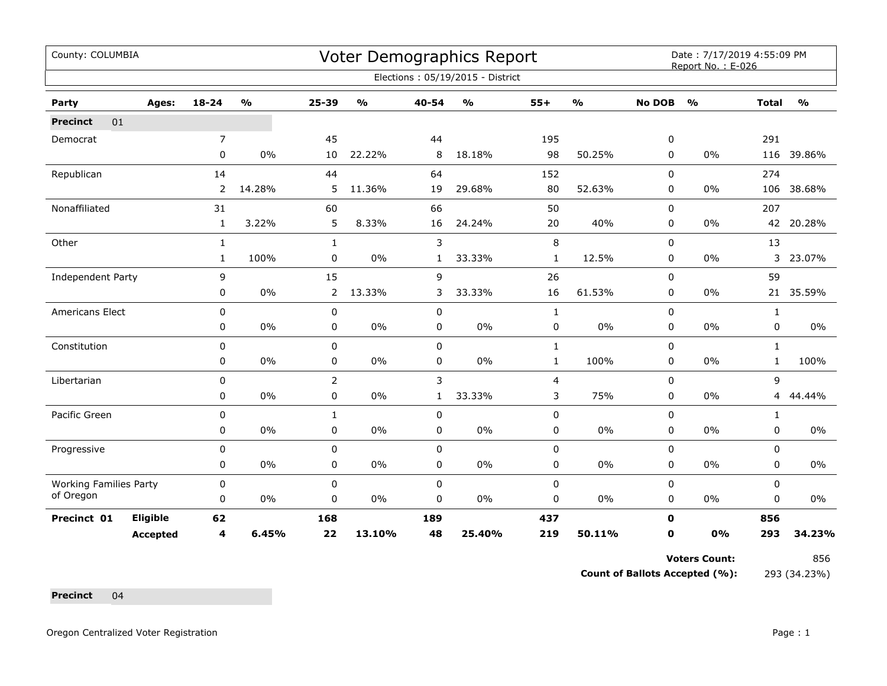County: COLUMBIA

# Voter Demographics Report

Date : 7/17/2019 4:55:09 PM
Report No. : E-026

Elections : 05/19/2015 - District

| Party | Ages: | 18-24 | % | 25-39 | % | 40-54 | % | 55+ | % | No DOB | % | Total | % |
|---|---|---|---|---|---|---|---|---|---|---|---|---|---|
| **Precinct** 01 | | | | | | | | | | | | | |
| Democrat | | 7 | | 45 | | 44 | | 195 | | 0 | | 291 | |
| | | 0 | 0% | 10 | 22.22% | 8 | 18.18% | 98 | 50.25% | 0 | 0% | 116 | 39.86% |
| Republican | | 14 | | 44 | | 64 | | 152 | | 0 | | 274 | |
| | | 2 | 14.28% | 5 | 11.36% | 19 | 29.68% | 80 | 52.63% | 0 | 0% | 106 | 38.68% |
| Nonaffiliated | | 31 | | 60 | | 66 | | 50 | | 0 | | 207 | |
| | | 1 | 3.22% | 5 | 8.33% | 16 | 24.24% | 20 | 40% | 0 | 0% | 42 | 20.28% |
| Other | | 1 | | 1 | | 3 | | 8 | | 0 | | 13 | |
| | | 1 | 100% | 0 | 0% | 1 | 33.33% | 1 | 12.5% | 0 | 0% | 3 | 23.07% |
| Independent Party | | 9 | | 15 | | 9 | | 26 | | 0 | | 59 | |
| | | 0 | 0% | 2 | 13.33% | 3 | 33.33% | 16 | 61.53% | 0 | 0% | 21 | 35.59% |
| Americans Elect | | 0 | | 0 | | 0 | | 1 | | 0 | | 1 | |
| | | 0 | 0% | 0 | 0% | 0 | 0% | 0 | 0% | 0 | 0% | 0 | 0% |
| Constitution | | 0 | | 0 | | 0 | | 1 | | 0 | | 1 | |
| | | 0 | 0% | 0 | 0% | 0 | 0% | 1 | 100% | 0 | 0% | 1 | 100% |
| Libertarian | | 0 | | 2 | | 3 | | 4 | | 0 | | 9 | |
| | | 0 | 0% | 0 | 0% | 1 | 33.33% | 3 | 75% | 0 | 0% | 4 | 44.44% |
| Pacific Green | | 0 | | 1 | | 0 | | 0 | | 0 | | 1 | |
| | | 0 | 0% | 0 | 0% | 0 | 0% | 0 | 0% | 0 | 0% | 0 | 0% |
| Progressive | | 0 | | 0 | | 0 | | 0 | | 0 | | 0 | |
| | | 0 | 0% | 0 | 0% | 0 | 0% | 0 | 0% | 0 | 0% | 0 | 0% |
| Working Families Party of Oregon | | 0 | | 0 | | 0 | | 0 | | 0 | | 0 | |
| | | 0 | 0% | 0 | 0% | 0 | 0% | 0 | 0% | 0 | 0% | 0 | 0% |
| **Precinct 01** | **Eligible** | **62** | | **168** | | **189** | | **437** | | **0** | | **856** | |
| | **Accepted** | **4** | **6.45%** | **22** | **13.10%** | **48** | **25.40%** | **219** | **50.11%** | **0** | **0%** | **293** | **34.23%** |

**Voters Count:** 856

**Count of Ballots Accepted (%):** 293 (34.23%)

**Precinct** 04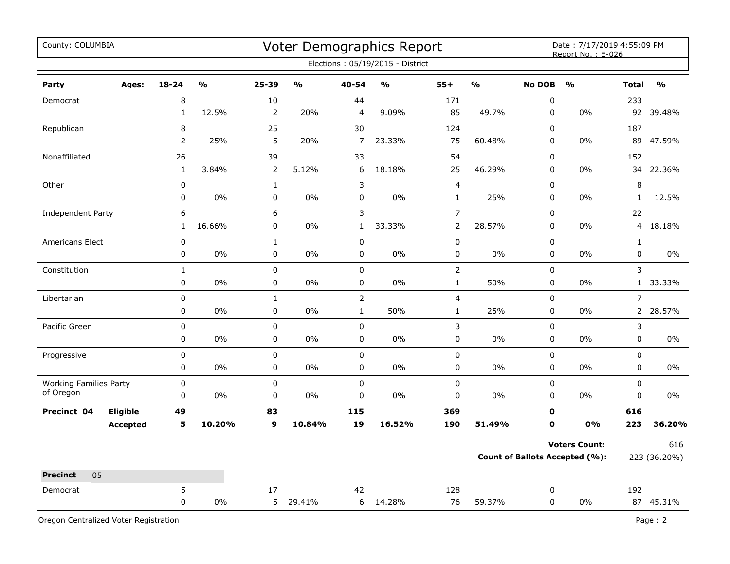County: COLUMBIA

# Voter Demographics Report

Date : 7/17/2019 4:55:09 PM
Report No. : E-026

Elections : 05/19/2015 - District

| Party | Ages: | 18-24 | % | 25-39 | % | 40-54 | % | 55+ | % | No DOB | % | Total | % |
|---|---|---|---|---|---|---|---|---|---|---|---|---|---|
| Democrat | | 8 | | 10 | | 44 | | 171 | | 0 | | 233 | |
| | | 1 | 12.5% | 2 | 20% | 4 | 9.09% | 85 | 49.7% | 0 | 0% | 92 | 39.48% |
| Republican | | 8 | | 25 | | 30 | | 124 | | 0 | | 187 | |
| | | 2 | 25% | 5 | 20% | 7 | 23.33% | 75 | 60.48% | 0 | 0% | 89 | 47.59% |
| Nonaffiliated | | 26 | | 39 | | 33 | | 54 | | 0 | | 152 | |
| | | 1 | 3.84% | 2 | 5.12% | 6 | 18.18% | 25 | 46.29% | 0 | 0% | 34 | 22.36% |
| Other | | 0 | | 1 | | 3 | | 4 | | 0 | | 8 | |
| | | 0 | 0% | 0 | 0% | 0 | 0% | 1 | 25% | 0 | 0% | 1 | 12.5% |
| Independent Party | | 6 | | 6 | | 3 | | 7 | | 0 | | 22 | |
| | | 1 | 16.66% | 0 | 0% | 1 | 33.33% | 2 | 28.57% | 0 | 0% | 4 | 18.18% |
| Americans Elect | | 0 | | 1 | | 0 | | 0 | | 0 | | 1 | |
| | | 0 | 0% | 0 | 0% | 0 | 0% | 0 | 0% | 0 | 0% | 0 | 0% |
| Constitution | | 1 | | 0 | | 0 | | 2 | | 0 | | 3 | |
| | | 0 | 0% | 0 | 0% | 0 | 0% | 1 | 50% | 0 | 0% | 1 | 33.33% |
| Libertarian | | 0 | | 1 | | 2 | | 4 | | 0 | | 7 | |
| | | 0 | 0% | 0 | 0% | 1 | 50% | 1 | 25% | 0 | 0% | 2 | 28.57% |
| Pacific Green | | 0 | | 0 | | 0 | | 3 | | 0 | | 3 | |
| | | 0 | 0% | 0 | 0% | 0 | 0% | 0 | 0% | 0 | 0% | 0 | 0% |
| Progressive | | 0 | | 0 | | 0 | | 0 | | 0 | | 0 | |
| | | 0 | 0% | 0 | 0% | 0 | 0% | 0 | 0% | 0 | 0% | 0 | 0% |
| Working Families Party of Oregon | | 0 | | 0 | | 0 | | 0 | | 0 | | 0 | |
| | | 0 | 0% | 0 | 0% | 0 | 0% | 0 | 0% | 0 | 0% | 0 | 0% |
| **Precinct 04** | **Eligible** | **49** | | **83** | | **115** | | **369** | | **0** | | **616** | |
| | **Accepted** | **5** | **10.20%** | **9** | **10.84%** | **19** | **16.52%** | **190** | **51.49%** | **0** | **0%** | **223** | **36.20%** |

**Voters Count:** 616

**Count of Ballots Accepted (%):** 223 (36.20%)

**Precinct** 05

| Party | Ages: | 18-24 | % | 25-39 | % | 40-54 | % | 55+ | % | No DOB | % | Total | % |
|---|---|---|---|---|---|---|---|---|---|---|---|---|---|
| Democrat | | 5 | | 17 | | 42 | | 128 | | 0 | | 192 | |
| | | 0 | 0% | 5 | 29.41% | 6 | 14.28% | 76 | 59.37% | 0 | 0% | 87 | 45.31% |

Oregon Centralized Voter Registration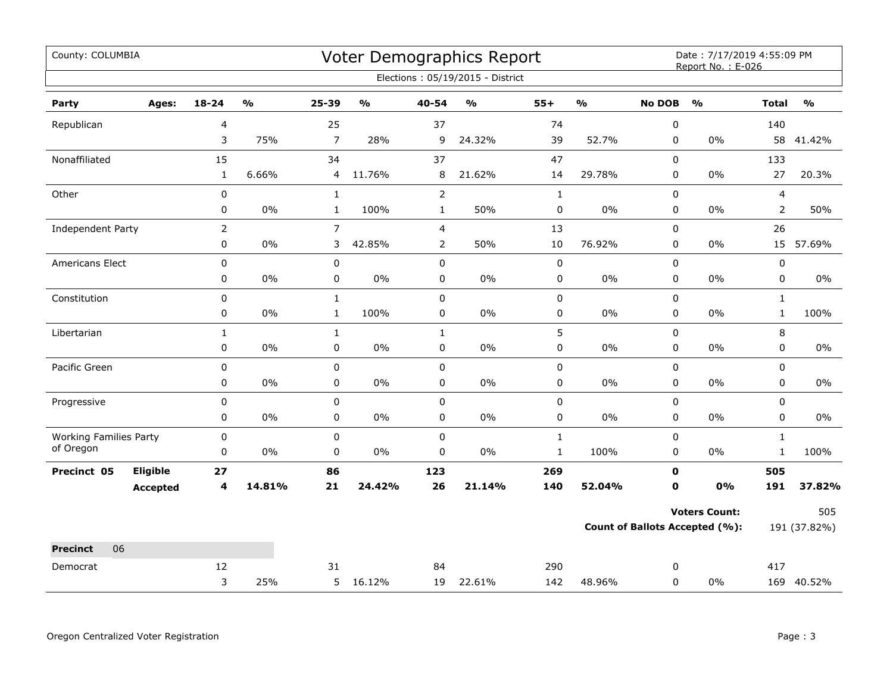County: COLUMBIA

# Voter Demographics Report

Date : 7/17/2019 4:55:09 PM
Report No. : E-026

Elections : 05/19/2015 - District

| Party | Ages: | 18-24 | % | 25-39 | % | 40-54 | % | 55+ | % | No DOB | % | Total | % |
|---|---|---|---|---|---|---|---|---|---|---|---|---|---|
| Republican | | 4 | | 25 | | 37 | | 74 | | 0 | | 140 | |
| | | 3 | 75% | 7 | 28% | 9 | 24.32% | 39 | 52.7% | 0 | 0% | 58 | 41.42% |
| Nonaffiliated | | 15 | | 34 | | 37 | | 47 | | 0 | | 133 | |
| | | 1 | 6.66% | 4 | 11.76% | 8 | 21.62% | 14 | 29.78% | 0 | 0% | 27 | 20.3% |
| Other | | 0 | | 1 | | 2 | | 1 | | 0 | | 4 | |
| | | 0 | 0% | 1 | 100% | 1 | 50% | 0 | 0% | 0 | 0% | 2 | 50% |
| Independent Party | | 2 | | 7 | | 4 | | 13 | | 0 | | 26 | |
| | | 0 | 0% | 3 | 42.85% | 2 | 50% | 10 | 76.92% | 0 | 0% | 15 | 57.69% |
| Americans Elect | | 0 | | 0 | | 0 | | 0 | | 0 | | 0 | |
| | | 0 | 0% | 0 | 0% | 0 | 0% | 0 | 0% | 0 | 0% | 0 | 0% |
| Constitution | | 0 | | 1 | | 0 | | 0 | | 0 | | 1 | |
| | | 0 | 0% | 1 | 100% | 0 | 0% | 0 | 0% | 0 | 0% | 1 | 100% |
| Libertarian | | 1 | | 1 | | 1 | | 5 | | 0 | | 8 | |
| | | 0 | 0% | 0 | 0% | 0 | 0% | 0 | 0% | 0 | 0% | 0 | 0% |
| Pacific Green | | 0 | | 0 | | 0 | | 0 | | 0 | | 0 | |
| | | 0 | 0% | 0 | 0% | 0 | 0% | 0 | 0% | 0 | 0% | 0 | 0% |
| Progressive | | 0 | | 0 | | 0 | | 0 | | 0 | | 0 | |
| | | 0 | 0% | 0 | 0% | 0 | 0% | 0 | 0% | 0 | 0% | 0 | 0% |
| Working Families Party of Oregon | | 0 | | 0 | | 0 | | 1 | | 0 | | 1 | |
| | | 0 | 0% | 0 | 0% | 0 | 0% | 1 | 100% | 0 | 0% | 1 | 100% |
| **Precinct 05** | **Eligible** | **27** | | **86** | | **123** | | **269** | | **0** | | **505** | |
| | **Accepted** | **4** | **14.81%** | **21** | **24.42%** | **26** | **21.14%** | **140** | **52.04%** | **0** | **0%** | **191** | **37.82%** |

**Voters Count:** 505

**Count of Ballots Accepted (%):** 191 (37.82%)

| **Precinct** 06 | | | | | | | | | | | | | |
|---|---|---|---|---|---|---|---|---|---|---|---|---|---|
| Democrat | | 12 | | 31 | | 84 | | 290 | | 0 | | 417 | |
| | | 3 | 25% | 5 | 16.12% | 19 | 22.61% | 142 | 48.96% | 0 | 0% | 169 | 40.52% |

Oregon Centralized Voter Registration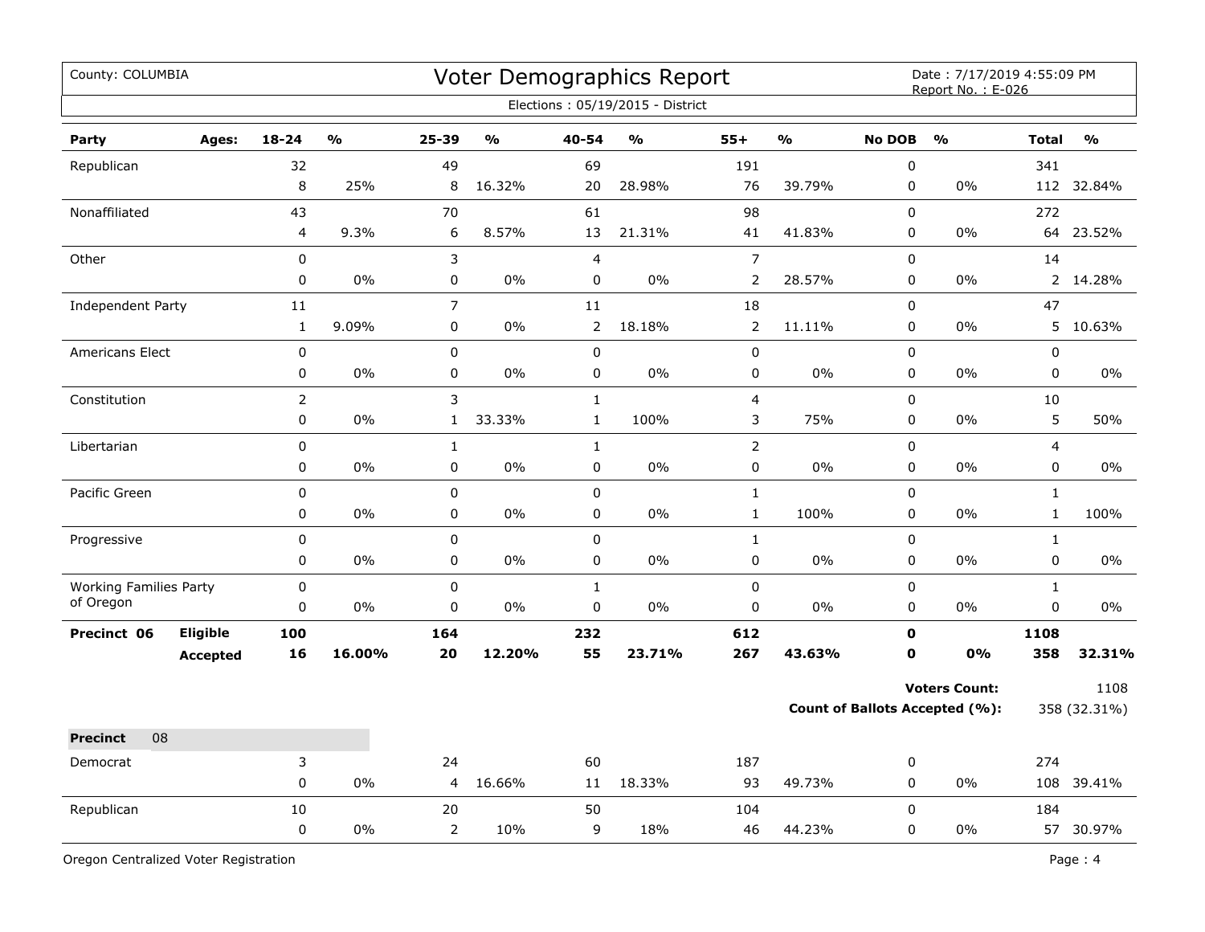County: COLUMBIA

# Voter Demographics Report

Date : 7/17/2019 4:55:09 PM
Report No. : E-026

Elections : 05/19/2015 - District

| Party | Ages: | 18-24 | % | 25-39 | % | 40-54 | % | 55+ | % | No DOB | % | Total | % |
|---|---|---|---|---|---|---|---|---|---|---|---|---|---|
| Republican | | 32 | | 49 | | 69 | | 191 | | 0 | | 341 | |
| | | 8 | 25% | 8 | 16.32% | 20 | 28.98% | 76 | 39.79% | 0 | 0% | 112 | 32.84% |
| Nonaffiliated | | 43 | | 70 | | 61 | | 98 | | 0 | | 272 | |
| | | 4 | 9.3% | 6 | 8.57% | 13 | 21.31% | 41 | 41.83% | 0 | 0% | 64 | 23.52% |
| Other | | 0 | | 3 | | 4 | | 7 | | 0 | | 14 | |
| | | 0 | 0% | 0 | 0% | 0 | 0% | 2 | 28.57% | 0 | 0% | 2 | 14.28% |
| Independent Party | | 11 | | 7 | | 11 | | 18 | | 0 | | 47 | |
| | | 1 | 9.09% | 0 | 0% | 2 | 18.18% | 2 | 11.11% | 0 | 0% | 5 | 10.63% |
| Americans Elect | | 0 | | 0 | | 0 | | 0 | | 0 | | 0 | |
| | | 0 | 0% | 0 | 0% | 0 | 0% | 0 | 0% | 0 | 0% | 0 | 0% |
| Constitution | | 2 | | 3 | | 1 | | 4 | | 0 | | 10 | |
| | | 0 | 0% | 1 | 33.33% | 1 | 100% | 3 | 75% | 0 | 0% | 5 | 50% |
| Libertarian | | 0 | | 1 | | 1 | | 2 | | 0 | | 4 | |
| | | 0 | 0% | 0 | 0% | 0 | 0% | 0 | 0% | 0 | 0% | 0 | 0% |
| Pacific Green | | 0 | | 0 | | 0 | | 1 | | 0 | | 1 | |
| | | 0 | 0% | 0 | 0% | 0 | 0% | 1 | 100% | 0 | 0% | 1 | 100% |
| Progressive | | 0 | | 0 | | 0 | | 1 | | 0 | | 1 | |
| | | 0 | 0% | 0 | 0% | 0 | 0% | 0 | 0% | 0 | 0% | 0 | 0% |
| Working Families Party of Oregon | | 0 | | 0 | | 1 | | 0 | | 0 | | 1 | |
| | | 0 | 0% | 0 | 0% | 0 | 0% | 0 | 0% | 0 | 0% | 0 | 0% |
| **Precinct 06** | **Eligible** | **100** | | **164** | | **232** | | **612** | | **0** | | **1108** | |
| | **Accepted** | **16** | **16.00%** | **20** | **12.20%** | **55** | **23.71%** | **267** | **43.63%** | **0** | **0%** | **358** | **32.31%** |

**Voters Count:** 1108

**Count of Ballots Accepted (%):** 358 (32.31%)

**Precinct** 08

| Party | Ages: | 18-24 | % | 25-39 | % | 40-54 | % | 55+ | % | No DOB | % | Total | % |
|---|---|---|---|---|---|---|---|---|---|---|---|---|---|
| Democrat | | 3 | | 24 | | 60 | | 187 | | 0 | | 274 | |
| | | 0 | 0% | 4 | 16.66% | 11 | 18.33% | 93 | 49.73% | 0 | 0% | 108 | 39.41% |
| Republican | | 10 | | 20 | | 50 | | 104 | | 0 | | 184 | |
| | | 0 | 0% | 2 | 10% | 9 | 18% | 46 | 44.23% | 0 | 0% | 57 | 30.97% |

Oregon Centralized Voter Registration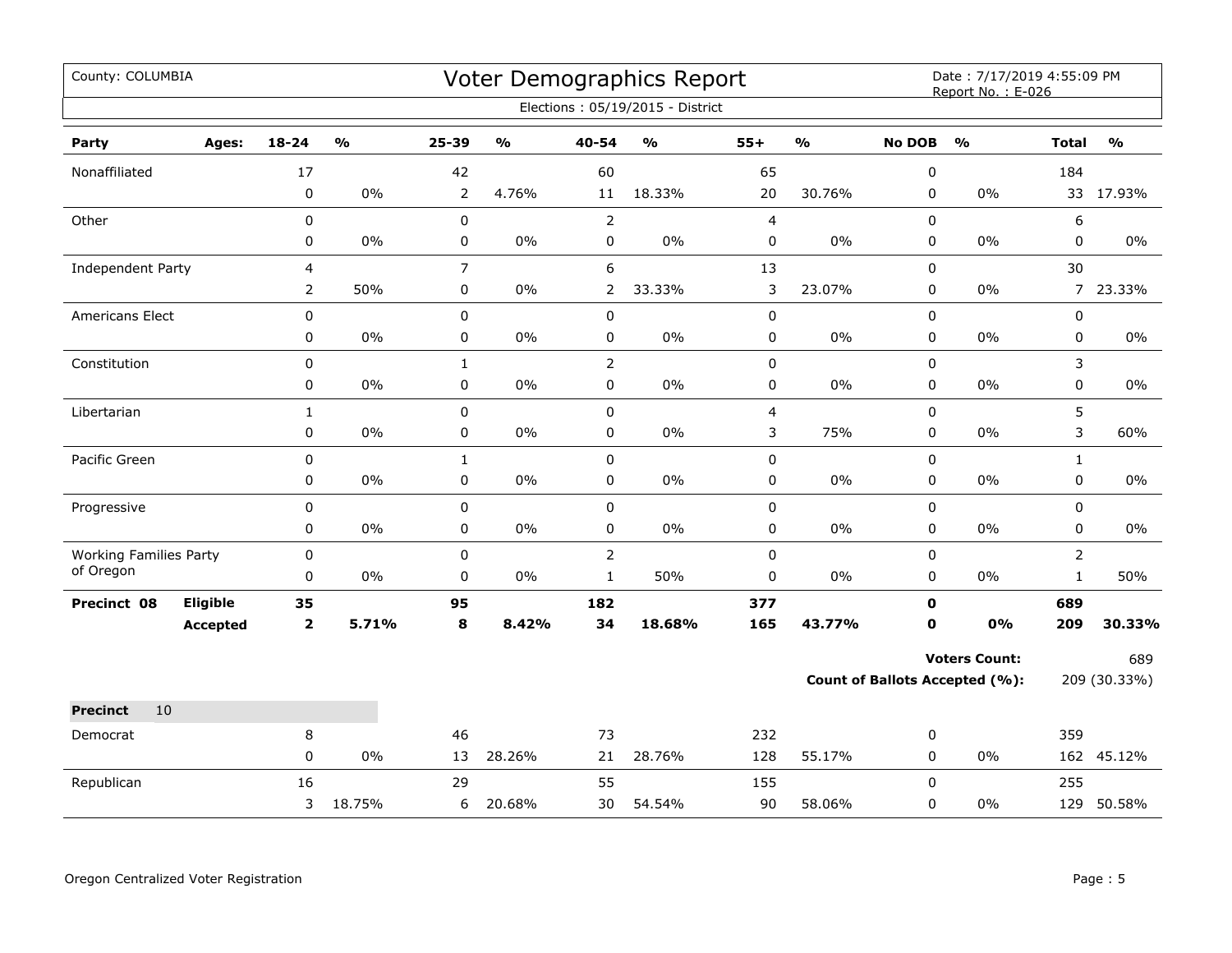County: COLUMBIA

# Voter Demographics Report

Date : 7/17/2019 4:55:09 PM
Report No. : E-026

Elections : 05/19/2015 - District

| Party | Ages: | 18-24 | % | 25-39 | % | 40-54 | % | 55+ | % | No DOB | % | Total | % |
|---|---|---|---|---|---|---|---|---|---|---|---|---|---|
| Nonaffiliated | | 17 | | 42 | | 60 | | 65 | | 0 | | 184 | |
| | | 0 | 0% | 2 | 4.76% | 11 | 18.33% | 20 | 30.76% | 0 | 0% | 33 | 17.93% |
| Other | | 0 | | 0 | | 2 | | 4 | | 0 | | 6 | |
| | | 0 | 0% | 0 | 0% | 0 | 0% | 0 | 0% | 0 | 0% | 0 | 0% |
| Independent Party | | 4 | | 7 | | 6 | | 13 | | 0 | | 30 | |
| | | 2 | 50% | 0 | 0% | 2 | 33.33% | 3 | 23.07% | 0 | 0% | 7 | 23.33% |
| Americans Elect | | 0 | | 0 | | 0 | | 0 | | 0 | | 0 | |
| | | 0 | 0% | 0 | 0% | 0 | 0% | 0 | 0% | 0 | 0% | 0 | 0% |
| Constitution | | 0 | | 1 | | 2 | | 0 | | 0 | | 3 | |
| | | 0 | 0% | 0 | 0% | 0 | 0% | 0 | 0% | 0 | 0% | 0 | 0% |
| Libertarian | | 1 | | 0 | | 0 | | 4 | | 0 | | 5 | |
| | | 0 | 0% | 0 | 0% | 0 | 0% | 3 | 75% | 0 | 0% | 3 | 60% |
| Pacific Green | | 0 | | 1 | | 0 | | 0 | | 0 | | 1 | |
| | | 0 | 0% | 0 | 0% | 0 | 0% | 0 | 0% | 0 | 0% | 0 | 0% |
| Progressive | | 0 | | 0 | | 0 | | 0 | | 0 | | 0 | |
| | | 0 | 0% | 0 | 0% | 0 | 0% | 0 | 0% | 0 | 0% | 0 | 0% |
| Working Families Party of Oregon | | 0 | | 0 | | 2 | | 0 | | 0 | | 2 | |
| | | 0 | 0% | 0 | 0% | 1 | 50% | 0 | 0% | 0 | 0% | 1 | 50% |
| **Precinct 08** | **Eligible** | **35** | | **95** | | **182** | | **377** | | **0** | | **689** | |
| | **Accepted** | **2** | **5.71%** | **8** | **8.42%** | **34** | **18.68%** | **165** | **43.77%** | **0** | **0%** | **209** | **30.33%** |

**Voters Count:** 689

**Count of Ballots Accepted (%):** 209 (30.33%)

**Precinct** 10

| Party | Ages: | 18-24 | % | 25-39 | % | 40-54 | % | 55+ | % | No DOB | % | Total | % |
|---|---|---|---|---|---|---|---|---|---|---|---|---|---|
| Democrat | | 8 | | 46 | | 73 | | 232 | | 0 | | 359 | |
| | | 0 | 0% | 13 | 28.26% | 21 | 28.76% | 128 | 55.17% | 0 | 0% | 162 | 45.12% |
| Republican | | 16 | | 29 | | 55 | | 155 | | 0 | | 255 | |
| | | 3 | 18.75% | 6 | 20.68% | 30 | 54.54% | 90 | 58.06% | 0 | 0% | 129 | 50.58% |

Oregon Centralized Voter Registration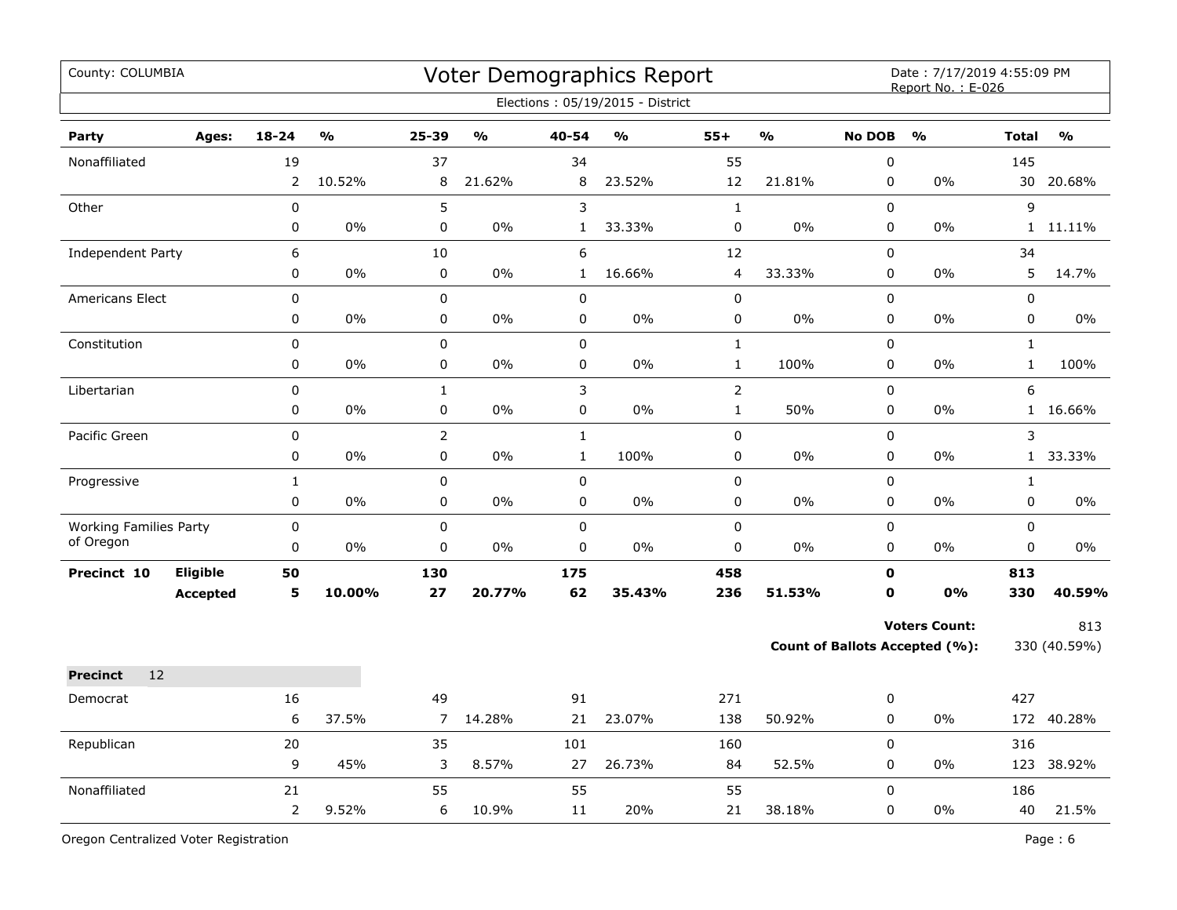County: COLUMBIA

# Voter Demographics Report

Date : 7/17/2019 4:55:09 PM
Report No. : E-026

Elections : 05/19/2015 - District

| Party | Ages: | 18-24 | % | 25-39 | % | 40-54 | % | 55+ | % | No DOB | % | Total | % |
|---|---|---|---|---|---|---|---|---|---|---|---|---|---|
| Nonaffiliated | | 19 | | 37 | | 34 | | 55 | | 0 | | 145 | |
| | | 2 | 10.52% | 8 | 21.62% | 8 | 23.52% | 12 | 21.81% | 0 | 0% | 30 | 20.68% |
| Other | | 0 | | 5 | | 3 | | 1 | | 0 | | 9 | |
| | | 0 | 0% | 0 | 0% | 1 | 33.33% | 0 | 0% | 0 | 0% | 1 | 11.11% |
| Independent Party | | 6 | | 10 | | 6 | | 12 | | 0 | | 34 | |
| | | 0 | 0% | 0 | 0% | 1 | 16.66% | 4 | 33.33% | 0 | 0% | 5 | 14.7% |
| Americans Elect | | 0 | | 0 | | 0 | | 0 | | 0 | | 0 | |
| | | 0 | 0% | 0 | 0% | 0 | 0% | 0 | 0% | 0 | 0% | 0 | 0% |
| Constitution | | 0 | | 0 | | 0 | | 1 | | 0 | | 1 | |
| | | 0 | 0% | 0 | 0% | 0 | 0% | 1 | 100% | 0 | 0% | 1 | 100% |
| Libertarian | | 0 | | 1 | | 3 | | 2 | | 0 | | 6 | |
| | | 0 | 0% | 0 | 0% | 0 | 0% | 1 | 50% | 0 | 0% | 1 | 16.66% |
| Pacific Green | | 0 | | 2 | | 1 | | 0 | | 0 | | 3 | |
| | | 0 | 0% | 0 | 0% | 1 | 100% | 0 | 0% | 0 | 0% | 1 | 33.33% |
| Progressive | | 1 | | 0 | | 0 | | 0 | | 0 | | 1 | |
| | | 0 | 0% | 0 | 0% | 0 | 0% | 0 | 0% | 0 | 0% | 0 | 0% |
| Working Families Party of Oregon | | 0 | | 0 | | 0 | | 0 | | 0 | | 0 | |
| | | 0 | 0% | 0 | 0% | 0 | 0% | 0 | 0% | 0 | 0% | 0 | 0% |
| **Precinct 10** | **Eligible** | **50** | | **130** | | **175** | | **458** | | **0** | | **813** | |
| | **Accepted** | **5** | **10.00%** | **27** | **20.77%** | **62** | **35.43%** | **236** | **51.53%** | **0** | **0%** | **330** | **40.59%** |

**Voters Count:** 813

**Count of Ballots Accepted (%):** 330 (40.59%)

**Precinct** 12

| Party | Ages: | 18-24 | % | 25-39 | % | 40-54 | % | 55+ | % | No DOB | % | Total | % |
|---|---|---|---|---|---|---|---|---|---|---|---|---|---|
| Democrat | | 16 | | 49 | | 91 | | 271 | | 0 | | 427 | |
| | | 6 | 37.5% | 7 | 14.28% | 21 | 23.07% | 138 | 50.92% | 0 | 0% | 172 | 40.28% |
| Republican | | 20 | | 35 | | 101 | | 160 | | 0 | | 316 | |
| | | 9 | 45% | 3 | 8.57% | 27 | 26.73% | 84 | 52.5% | 0 | 0% | 123 | 38.92% |
| Nonaffiliated | | 21 | | 55 | | 55 | | 55 | | 0 | | 186 | |
| | | 2 | 9.52% | 6 | 10.9% | 11 | 20% | 21 | 38.18% | 0 | 0% | 40 | 21.5% |

Oregon Centralized Voter Registration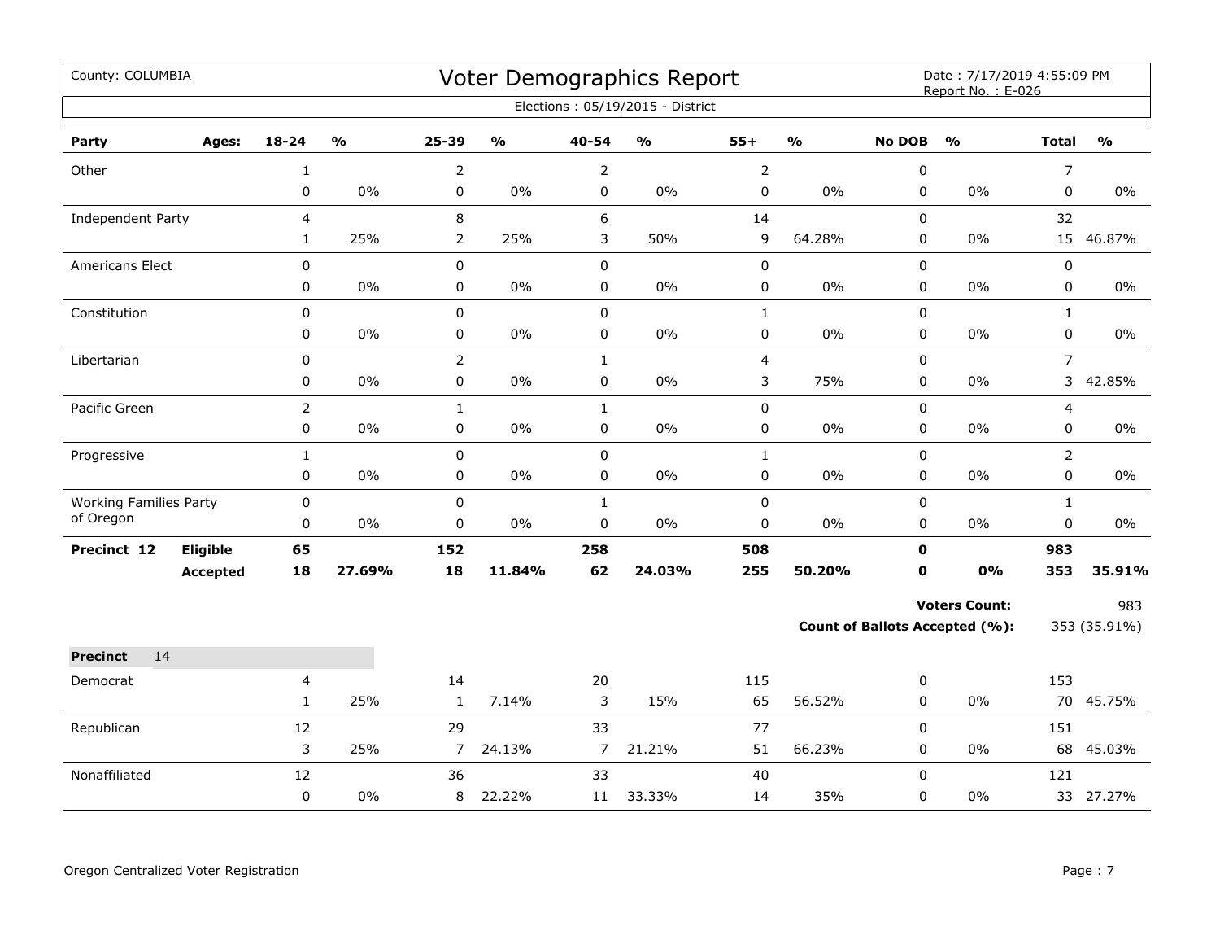County: COLUMBIA

# Voter Demographics Report

Date : 7/17/2019 4:55:09 PM
Report No. : E-026

Elections : 05/19/2015 - District

| Party | Ages: | 18-24 | % | 25-39 | % | 40-54 | % | 55+ | % | No DOB | % | Total | % |
|---|---|---|---|---|---|---|---|---|---|---|---|---|---|
| Other | | 1 | | 2 | | 2 | | 2 | | 0 | | 7 | |
| | | 0 | 0% | 0 | 0% | 0 | 0% | 0 | 0% | 0 | 0% | 0 | 0% |
| Independent Party | | 4 | | 8 | | 6 | | 14 | | 0 | | 32 | |
| | | 1 | 25% | 2 | 25% | 3 | 50% | 9 | 64.28% | 0 | 0% | 15 | 46.87% |
| Americans Elect | | 0 | | 0 | | 0 | | 0 | | 0 | | 0 | |
| | | 0 | 0% | 0 | 0% | 0 | 0% | 0 | 0% | 0 | 0% | 0 | 0% |
| Constitution | | 0 | | 0 | | 0 | | 1 | | 0 | | 1 | |
| | | 0 | 0% | 0 | 0% | 0 | 0% | 0 | 0% | 0 | 0% | 0 | 0% |
| Libertarian | | 0 | | 2 | | 1 | | 4 | | 0 | | 7 | |
| | | 0 | 0% | 0 | 0% | 0 | 0% | 3 | 75% | 0 | 0% | 3 | 42.85% |
| Pacific Green | | 2 | | 1 | | 1 | | 0 | | 0 | | 4 | |
| | | 0 | 0% | 0 | 0% | 0 | 0% | 0 | 0% | 0 | 0% | 0 | 0% |
| Progressive | | 1 | | 0 | | 0 | | 1 | | 0 | | 2 | |
| | | 0 | 0% | 0 | 0% | 0 | 0% | 0 | 0% | 0 | 0% | 0 | 0% |
| Working Families Party of Oregon | | 0 | | 0 | | 1 | | 0 | | 0 | | 1 | |
| | | 0 | 0% | 0 | 0% | 0 | 0% | 0 | 0% | 0 | 0% | 0 | 0% |
| **Precinct 12** | **Eligible** | **65** | | **152** | | **258** | | **508** | | **0** | | **983** | |
| | **Accepted** | **18** | **27.69%** | **18** | **11.84%** | **62** | **24.03%** | **255** | **50.20%** | **0** | **0%** | **353** | **35.91%** |

**Voters Count:** 983

**Count of Ballots Accepted (%):** 353 (35.91%)

**Precinct** 14

| Party | Ages: | 18-24 | % | 25-39 | % | 40-54 | % | 55+ | % | No DOB | % | Total | % |
|---|---|---|---|---|---|---|---|---|---|---|---|---|---|
| Democrat | | 4 | | 14 | | 20 | | 115 | | 0 | | 153 | |
| | | 1 | 25% | 1 | 7.14% | 3 | 15% | 65 | 56.52% | 0 | 0% | 70 | 45.75% |
| Republican | | 12 | | 29 | | 33 | | 77 | | 0 | | 151 | |
| | | 3 | 25% | 7 | 24.13% | 7 | 21.21% | 51 | 66.23% | 0 | 0% | 68 | 45.03% |
| Nonaffiliated | | 12 | | 36 | | 33 | | 40 | | 0 | | 121 | |
| | | 0 | 0% | 8 | 22.22% | 11 | 33.33% | 14 | 35% | 0 | 0% | 33 | 27.27% |

Oregon Centralized Voter Registration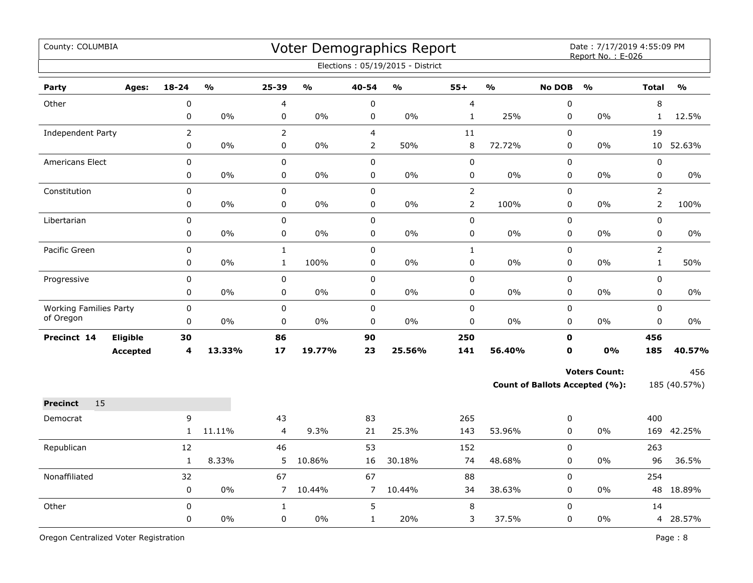County: COLUMBIA

# Voter Demographics Report

Date : 7/17/2019 4:55:09 PM
Report No. : E-026

Elections : 05/19/2015 - District

| Party | Ages: | 18-24 | % | 25-39 | % | 40-54 | % | 55+ | % | No DOB | % | Total | % |
|---|---|---|---|---|---|---|---|---|---|---|---|---|---|
| Other | | 0 | | 4 | | 0 | | 4 | | 0 | | 8 | |
| | | 0 | 0% | 0 | 0% | 0 | 0% | 1 | 25% | 0 | 0% | 1 | 12.5% |
| Independent Party | | 2 | | 2 | | 4 | | 11 | | 0 | | 19 | |
| | | 0 | 0% | 0 | 0% | 2 | 50% | 8 | 72.72% | 0 | 0% | 10 | 52.63% |
| Americans Elect | | 0 | | 0 | | 0 | | 0 | | 0 | | 0 | |
| | | 0 | 0% | 0 | 0% | 0 | 0% | 0 | 0% | 0 | 0% | 0 | 0% |
| Constitution | | 0 | | 0 | | 0 | | 2 | | 0 | | 2 | |
| | | 0 | 0% | 0 | 0% | 0 | 0% | 2 | 100% | 0 | 0% | 2 | 100% |
| Libertarian | | 0 | | 0 | | 0 | | 0 | | 0 | | 0 | |
| | | 0 | 0% | 0 | 0% | 0 | 0% | 0 | 0% | 0 | 0% | 0 | 0% |
| Pacific Green | | 0 | | 1 | | 0 | | 1 | | 0 | | 2 | |
| | | 0 | 0% | 1 | 100% | 0 | 0% | 0 | 0% | 0 | 0% | 1 | 50% |
| Progressive | | 0 | | 0 | | 0 | | 0 | | 0 | | 0 | |
| | | 0 | 0% | 0 | 0% | 0 | 0% | 0 | 0% | 0 | 0% | 0 | 0% |
| Working Families Party of Oregon | | 0 | | 0 | | 0 | | 0 | | 0 | | 0 | |
| | | 0 | 0% | 0 | 0% | 0 | 0% | 0 | 0% | 0 | 0% | 0 | 0% |
| **Precinct 14** | **Eligible** | **30** | | **86** | | **90** | | **250** | | **0** | | **456** | |
| | **Accepted** | **4** | **13.33%** | **17** | **19.77%** | **23** | **25.56%** | **141** | **56.40%** | **0** | **0%** | **185** | **40.57%** |

**Voters Count:** 456

**Count of Ballots Accepted (%):** 185 (40.57%)

**Precinct** 15

| Party | Ages: | 18-24 | % | 25-39 | % | 40-54 | % | 55+ | % | No DOB | % | Total | % |
|---|---|---|---|---|---|---|---|---|---|---|---|---|---|
| Democrat | | 9 | | 43 | | 83 | | 265 | | 0 | | 400 | |
| | | 1 | 11.11% | 4 | 9.3% | 21 | 25.3% | 143 | 53.96% | 0 | 0% | 169 | 42.25% |
| Republican | | 12 | | 46 | | 53 | | 152 | | 0 | | 263 | |
| | | 1 | 8.33% | 5 | 10.86% | 16 | 30.18% | 74 | 48.68% | 0 | 0% | 96 | 36.5% |
| Nonaffiliated | | 32 | | 67 | | 67 | | 88 | | 0 | | 254 | |
| | | 0 | 0% | 7 | 10.44% | 7 | 10.44% | 34 | 38.63% | 0 | 0% | 48 | 18.89% |
| Other | | 0 | | 1 | | 5 | | 8 | | 0 | | 14 | |
| | | 0 | 0% | 0 | 0% | 1 | 20% | 3 | 37.5% | 0 | 0% | 4 | 28.57% |

Oregon Centralized Voter Registration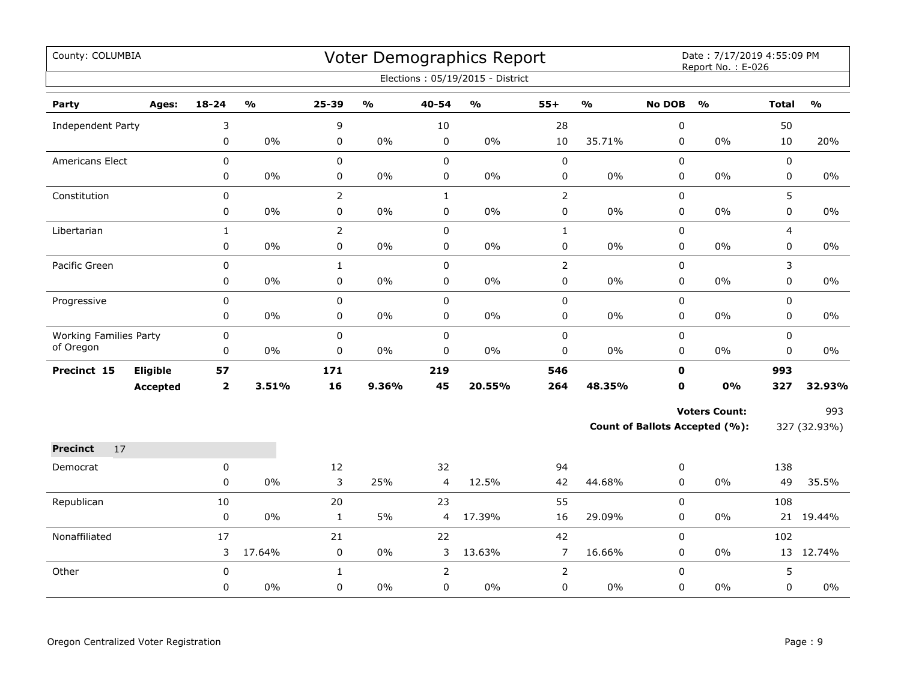County: COLUMBIA

# Voter Demographics Report

Date : 7/17/2019 4:55:09 PM
Report No. : E-026

Elections : 05/19/2015 - District

| Party | Ages: | 18-24 | % | 25-39 | % | 40-54 | % | 55+ | % | No DOB | % | Total | % |
|---|---|---|---|---|---|---|---|---|---|---|---|---|---|
| Independent Party | | 3 | | 9 | | 10 | | 28 | | 0 | | 50 | |
| | | 0 | 0% | 0 | 0% | 0 | 0% | 10 | 35.71% | 0 | 0% | 10 | 20% |
| Americans Elect | | 0 | | 0 | | 0 | | 0 | | 0 | | 0 | |
| | | 0 | 0% | 0 | 0% | 0 | 0% | 0 | 0% | 0 | 0% | 0 | 0% |
| Constitution | | 0 | | 2 | | 1 | | 2 | | 0 | | 5 | |
| | | 0 | 0% | 0 | 0% | 0 | 0% | 0 | 0% | 0 | 0% | 0 | 0% |
| Libertarian | | 1 | | 2 | | 0 | | 1 | | 0 | | 4 | |
| | | 0 | 0% | 0 | 0% | 0 | 0% | 0 | 0% | 0 | 0% | 0 | 0% |
| Pacific Green | | 0 | | 1 | | 0 | | 2 | | 0 | | 3 | |
| | | 0 | 0% | 0 | 0% | 0 | 0% | 0 | 0% | 0 | 0% | 0 | 0% |
| Progressive | | 0 | | 0 | | 0 | | 0 | | 0 | | 0 | |
| | | 0 | 0% | 0 | 0% | 0 | 0% | 0 | 0% | 0 | 0% | 0 | 0% |
| Working Families Party of Oregon | | 0 | | 0 | | 0 | | 0 | | 0 | | 0 | |
| | | 0 | 0% | 0 | 0% | 0 | 0% | 0 | 0% | 0 | 0% | 0 | 0% |
| **Precinct 15** | **Eligible** | **57** | | **171** | | **219** | | **546** | | **0** | | **993** | |
| | **Accepted** | **2** | **3.51%** | **16** | **9.36%** | **45** | **20.55%** | **264** | **48.35%** | **0** | **0%** | **327** | **32.93%** |

**Voters Count:** 993

**Count of Ballots Accepted (%):** 327 (32.93%)

**Precinct** 17

| Party | Ages: | 18-24 | % | 25-39 | % | 40-54 | % | 55+ | % | No DOB | % | Total | % |
|---|---|---|---|---|---|---|---|---|---|---|---|---|---|
| Democrat | | 0 | | 12 | | 32 | | 94 | | 0 | | 138 | |
| | | 0 | 0% | 3 | 25% | 4 | 12.5% | 42 | 44.68% | 0 | 0% | 49 | 35.5% |
| Republican | | 10 | | 20 | | 23 | | 55 | | 0 | | 108 | |
| | | 0 | 0% | 1 | 5% | 4 | 17.39% | 16 | 29.09% | 0 | 0% | 21 | 19.44% |
| Nonaffiliated | | 17 | | 21 | | 22 | | 42 | | 0 | | 102 | |
| | | 3 | 17.64% | 0 | 0% | 3 | 13.63% | 7 | 16.66% | 0 | 0% | 13 | 12.74% |
| Other | | 0 | | 1 | | 2 | | 2 | | 0 | | 5 | |
| | | 0 | 0% | 0 | 0% | 0 | 0% | 0 | 0% | 0 | 0% | 0 | 0% |

Oregon Centralized Voter Registration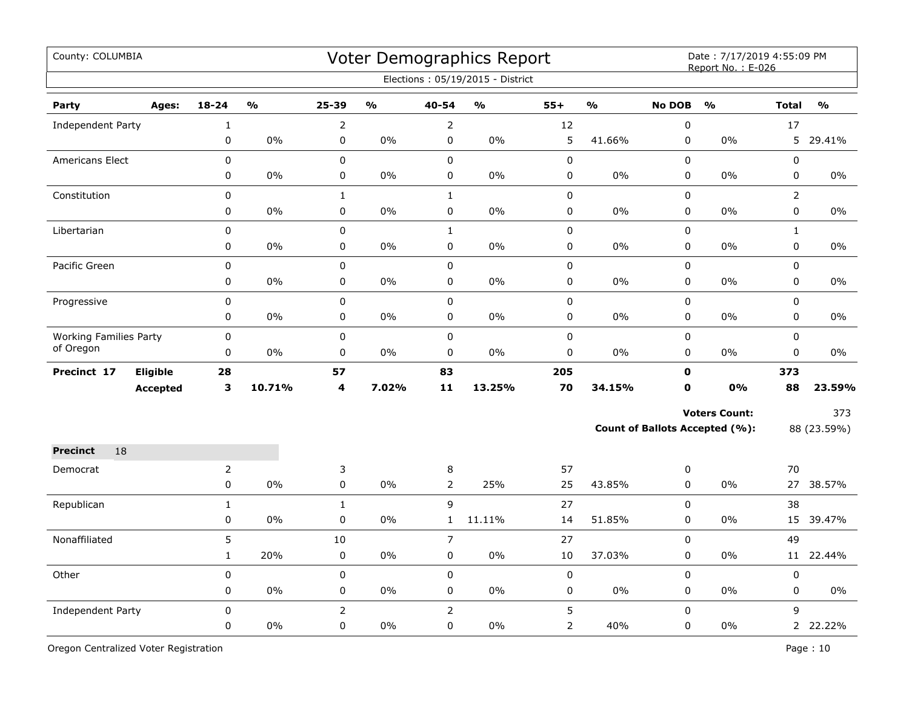County: COLUMBIA

# Voter Demographics Report

Date : 7/17/2019 4:55:09 PM
Report No. : E-026

Elections : 05/19/2015 - District

| Party | Ages: | 18-24 | % | 25-39 | % | 40-54 | % | 55+ | % | No DOB | % | Total | % |
|---|---|---|---|---|---|---|---|---|---|---|---|---|---|
| Independent Party | | 1 | | 2 | | 2 | | 12 | | 0 | | 17 | |
| | | 0 | 0% | 0 | 0% | 0 | 0% | 5 | 41.66% | 0 | 0% | 5 | 29.41% |
| Americans Elect | | 0 | | 0 | | 0 | | 0 | | 0 | | 0 | |
| | | 0 | 0% | 0 | 0% | 0 | 0% | 0 | 0% | 0 | 0% | 0 | 0% |
| Constitution | | 0 | | 1 | | 1 | | 0 | | 0 | | 2 | |
| | | 0 | 0% | 0 | 0% | 0 | 0% | 0 | 0% | 0 | 0% | 0 | 0% |
| Libertarian | | 0 | | 0 | | 1 | | 0 | | 0 | | 1 | |
| | | 0 | 0% | 0 | 0% | 0 | 0% | 0 | 0% | 0 | 0% | 0 | 0% |
| Pacific Green | | 0 | | 0 | | 0 | | 0 | | 0 | | 0 | |
| | | 0 | 0% | 0 | 0% | 0 | 0% | 0 | 0% | 0 | 0% | 0 | 0% |
| Progressive | | 0 | | 0 | | 0 | | 0 | | 0 | | 0 | |
| | | 0 | 0% | 0 | 0% | 0 | 0% | 0 | 0% | 0 | 0% | 0 | 0% |
| Working Families Party of Oregon | | 0 | | 0 | | 0 | | 0 | | 0 | | 0 | |
| | | 0 | 0% | 0 | 0% | 0 | 0% | 0 | 0% | 0 | 0% | 0 | 0% |
| **Precinct 17** | **Eligible** | **28** | | **57** | | **83** | | **205** | | **0** | | **373** | |
| | **Accepted** | **3** | **10.71%** | **4** | **7.02%** | **11** | **13.25%** | **70** | **34.15%** | **0** | **0%** | **88** | **23.59%** |

**Voters Count:** 373

**Count of Ballots Accepted (%):** 88 (23.59%)

**Precinct** 18

| Party | 18-24 | % | 25-39 | % | 40-54 | % | 55+ | % | No DOB | % | Total | % |
|---|---|---|---|---|---|---|---|---|---|---|---|---|
| Democrat | 2 | | 3 | | 8 | | 57 | | 0 | | 70 | |
| | 0 | 0% | 0 | 0% | 2 | 25% | 25 | 43.85% | 0 | 0% | 27 | 38.57% |
| Republican | 1 | | 1 | | 9 | | 27 | | 0 | | 38 | |
| | 0 | 0% | 0 | 0% | 1 | 11.11% | 14 | 51.85% | 0 | 0% | 15 | 39.47% |
| Nonaffiliated | 5 | | 10 | | 7 | | 27 | | 0 | | 49 | |
| | 1 | 20% | 0 | 0% | 0 | 0% | 10 | 37.03% | 0 | 0% | 11 | 22.44% |
| Other | 0 | | 0 | | 0 | | 0 | | 0 | | 0 | |
| | 0 | 0% | 0 | 0% | 0 | 0% | 0 | 0% | 0 | 0% | 0 | 0% |
| Independent Party | 0 | | 2 | | 2 | | 5 | | 0 | | 9 | |
| | 0 | 0% | 0 | 0% | 0 | 0% | 2 | 40% | 0 | 0% | 2 | 22.22% |

Oregon Centralized Voter Registration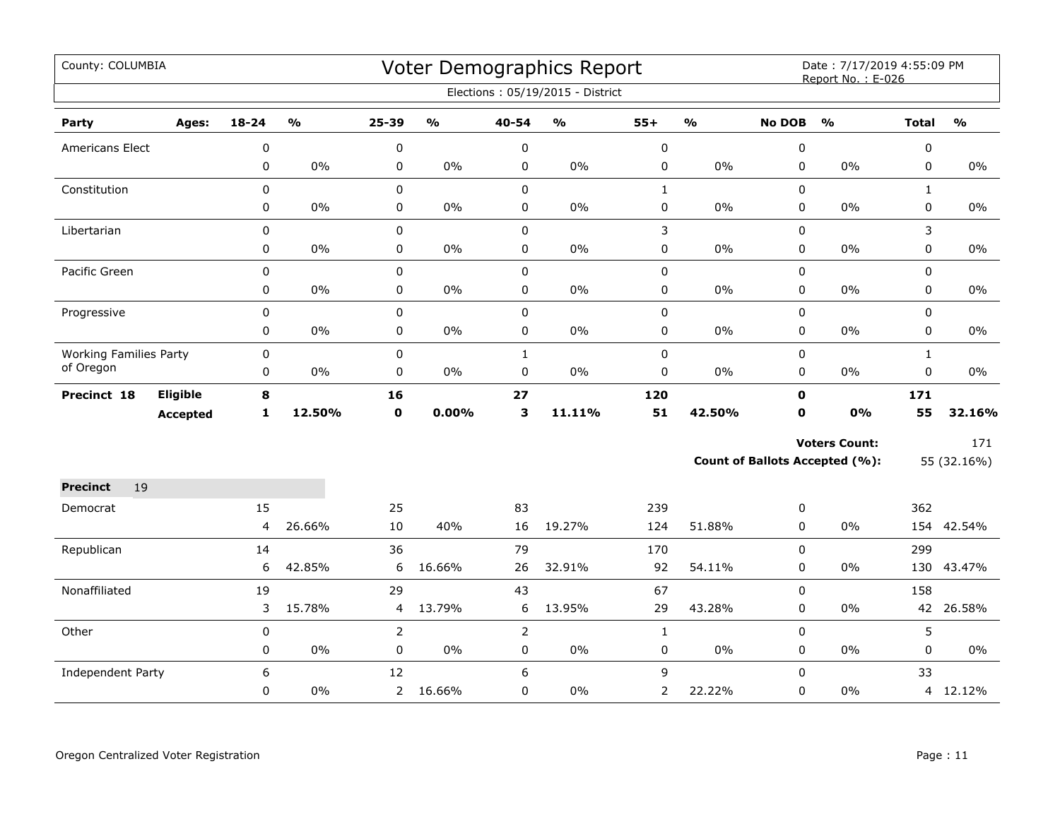County: COLUMBIA

# Voter Demographics Report

Date : 7/17/2019 4:55:09 PM
Report No. : E-026

Elections : 05/19/2015 - District

| Party | Ages: | 18-24 | % | 25-39 | % | 40-54 | % | 55+ | % | No DOB | % | Total | % |
|---|---|---|---|---|---|---|---|---|---|---|---|---|---|
| Americans Elect | | 0 | | 0 | | 0 | | 0 | | 0 | | 0 | |
| | | 0 | 0% | 0 | 0% | 0 | 0% | 0 | 0% | 0 | 0% | 0 | 0% |
| Constitution | | 0 | | 0 | | 0 | | 1 | | 0 | | 1 | |
| | | 0 | 0% | 0 | 0% | 0 | 0% | 0 | 0% | 0 | 0% | 0 | 0% |
| Libertarian | | 0 | | 0 | | 0 | | 3 | | 0 | | 3 | |
| | | 0 | 0% | 0 | 0% | 0 | 0% | 0 | 0% | 0 | 0% | 0 | 0% |
| Pacific Green | | 0 | | 0 | | 0 | | 0 | | 0 | | 0 | |
| | | 0 | 0% | 0 | 0% | 0 | 0% | 0 | 0% | 0 | 0% | 0 | 0% |
| Progressive | | 0 | | 0 | | 0 | | 0 | | 0 | | 0 | |
| | | 0 | 0% | 0 | 0% | 0 | 0% | 0 | 0% | 0 | 0% | 0 | 0% |
| Working Families Party of Oregon | | 0 | | 0 | | 1 | | 0 | | 0 | | 1 | |
| | | 0 | 0% | 0 | 0% | 0 | 0% | 0 | 0% | 0 | 0% | 0 | 0% |
| **Precinct 18** | **Eligible** | **8** | | **16** | | **27** | | **120** | | **0** | | **171** | |
| | **Accepted** | **1** | **12.50%** | **0** | **0.00%** | **3** | **11.11%** | **51** | **42.50%** | **0** | **0%** | **55** | **32.16%** |

**Voters Count:** 171

**Count of Ballots Accepted (%):** 55 (32.16%)

**Precinct** 19

| Party | 18-24 | % | 25-39 | % | 40-54 | % | 55+ | % | No DOB | % | Total | % |
|---|---|---|---|---|---|---|---|---|---|---|---|---|
| Democrat | 15 | | 25 | | 83 | | 239 | | 0 | | 362 | |
| | 4 | 26.66% | 10 | 40% | 16 | 19.27% | 124 | 51.88% | 0 | 0% | 154 | 42.54% |
| Republican | 14 | | 36 | | 79 | | 170 | | 0 | | 299 | |
| | 6 | 42.85% | 6 | 16.66% | 26 | 32.91% | 92 | 54.11% | 0 | 0% | 130 | 43.47% |
| Nonaffiliated | 19 | | 29 | | 43 | | 67 | | 0 | | 158 | |
| | 3 | 15.78% | 4 | 13.79% | 6 | 13.95% | 29 | 43.28% | 0 | 0% | 42 | 26.58% |
| Other | 0 | | 2 | | 2 | | 1 | | 0 | | 5 | |
| | 0 | 0% | 0 | 0% | 0 | 0% | 0 | 0% | 0 | 0% | 0 | 0% |
| Independent Party | 6 | | 12 | | 6 | | 9 | | 0 | | 33 | |
| | 0 | 0% | 2 | 16.66% | 0 | 0% | 2 | 22.22% | 0 | 0% | 4 | 12.12% |

Oregon Centralized Voter Registration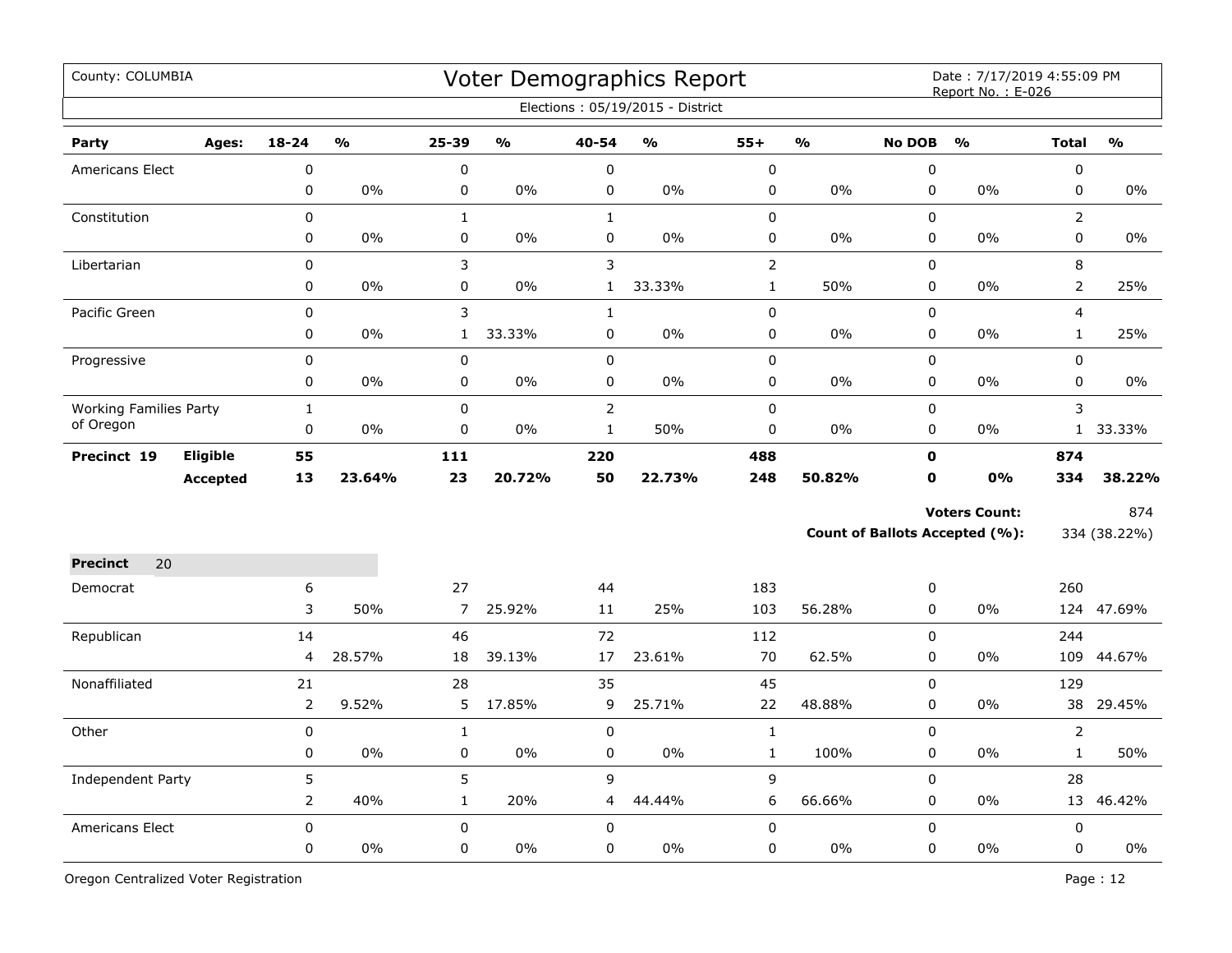County: COLUMBIA

# Voter Demographics Report

Date : 7/17/2019 4:55:09 PM
Report No. : E-026

Elections : 05/19/2015 - District

| Party | Ages: | 18-24 | % | 25-39 | % | 40-54 | % | 55+ | % | No DOB | % | Total | % |
|---|---|---|---|---|---|---|---|---|---|---|---|---|---|
| Americans Elect | | 0 | | 0 | | 0 | | 0 | | 0 | | 0 | |
| | | 0 | 0% | 0 | 0% | 0 | 0% | 0 | 0% | 0 | 0% | 0 | 0% |
| Constitution | | 0 | | 1 | | 1 | | 0 | | 0 | | 2 | |
| | | 0 | 0% | 0 | 0% | 0 | 0% | 0 | 0% | 0 | 0% | 0 | 0% |
| Libertarian | | 0 | | 3 | | 3 | | 2 | | 0 | | 8 | |
| | | 0 | 0% | 0 | 0% | 1 | 33.33% | 1 | 50% | 0 | 0% | 2 | 25% |
| Pacific Green | | 0 | | 3 | | 1 | | 0 | | 0 | | 4 | |
| | | 0 | 0% | 1 | 33.33% | 0 | 0% | 0 | 0% | 0 | 0% | 1 | 25% |
| Progressive | | 0 | | 0 | | 0 | | 0 | | 0 | | 0 | |
| | | 0 | 0% | 0 | 0% | 0 | 0% | 0 | 0% | 0 | 0% | 0 | 0% |
| Working Families Party of Oregon | | 1 | | 0 | | 2 | | 0 | | 0 | | 3 | |
| | | 0 | 0% | 0 | 0% | 1 | 50% | 0 | 0% | 0 | 0% | 1 | 33.33% |
| **Precinct 19** | **Eligible** | **55** | | **111** | | **220** | | **488** | | **0** | | **874** | |
| | **Accepted** | **13** | **23.64%** | **23** | **20.72%** | **50** | **22.73%** | **248** | **50.82%** | **0** | **0%** | **334** | **38.22%** |

**Voters Count:** 874

**Count of Ballots Accepted (%):** 334 (38.22%)

**Precinct** 20

| Party | Ages: | 18-24 | % | 25-39 | % | 40-54 | % | 55+ | % | No DOB | % | Total | % |
|---|---|---|---|---|---|---|---|---|---|---|---|---|---|
| Democrat | | 6 | | 27 | | 44 | | 183 | | 0 | | 260 | |
| | | 3 | 50% | 7 | 25.92% | 11 | 25% | 103 | 56.28% | 0 | 0% | 124 | 47.69% |
| Republican | | 14 | | 46 | | 72 | | 112 | | 0 | | 244 | |
| | | 4 | 28.57% | 18 | 39.13% | 17 | 23.61% | 70 | 62.5% | 0 | 0% | 109 | 44.67% |
| Nonaffiliated | | 21 | | 28 | | 35 | | 45 | | 0 | | 129 | |
| | | 2 | 9.52% | 5 | 17.85% | 9 | 25.71% | 22 | 48.88% | 0 | 0% | 38 | 29.45% |
| Other | | 0 | | 1 | | 0 | | 1 | | 0 | | 2 | |
| | | 0 | 0% | 0 | 0% | 0 | 0% | 1 | 100% | 0 | 0% | 1 | 50% |
| Independent Party | | 5 | | 5 | | 9 | | 9 | | 0 | | 28 | |
| | | 2 | 40% | 1 | 20% | 4 | 44.44% | 6 | 66.66% | 0 | 0% | 13 | 46.42% |
| Americans Elect | | 0 | | 0 | | 0 | | 0 | | 0 | | 0 | |
| | | 0 | 0% | 0 | 0% | 0 | 0% | 0 | 0% | 0 | 0% | 0 | 0% |

Oregon Centralized Voter Registration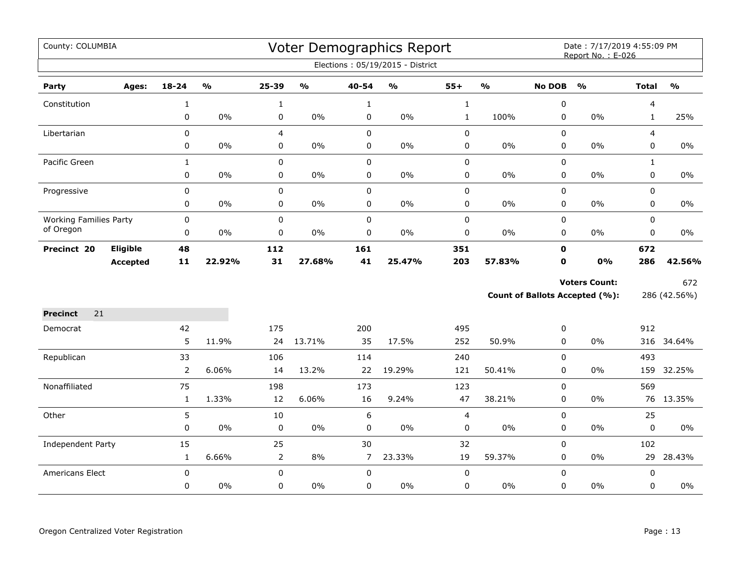County: COLUMBIA

# Voter Demographics Report

Date : 7/17/2019 4:55:09 PM
Report No. : E-026

Elections : 05/19/2015 - District

| Party | Ages: | 18-24 | % | 25-39 | % | 40-54 | % | 55+ | % | No DOB | % | Total | % |
|---|---|---|---|---|---|---|---|---|---|---|---|---|---|
| Constitution | | 1 | | 1 | | 1 | | 1 | | 0 | | 4 | |
| | | 0 | 0% | 0 | 0% | 0 | 0% | 1 | 100% | 0 | 0% | 1 | 25% |
| Libertarian | | 0 | | 4 | | 0 | | 0 | | 0 | | 4 | |
| | | 0 | 0% | 0 | 0% | 0 | 0% | 0 | 0% | 0 | 0% | 0 | 0% |
| Pacific Green | | 1 | | 0 | | 0 | | 0 | | 0 | | 1 | |
| | | 0 | 0% | 0 | 0% | 0 | 0% | 0 | 0% | 0 | 0% | 0 | 0% |
| Progressive | | 0 | | 0 | | 0 | | 0 | | 0 | | 0 | |
| | | 0 | 0% | 0 | 0% | 0 | 0% | 0 | 0% | 0 | 0% | 0 | 0% |
| Working Families Party of Oregon | | 0 | | 0 | | 0 | | 0 | | 0 | | 0 | |
| | | 0 | 0% | 0 | 0% | 0 | 0% | 0 | 0% | 0 | 0% | 0 | 0% |
| **Precinct 20** | **Eligible** | **48** | | **112** | | **161** | | **351** | | **0** | | **672** | |
| | **Accepted** | **11** | **22.92%** | **31** | **27.68%** | **41** | **25.47%** | **203** | **57.83%** | **0** | **0%** | **286** | **42.56%** |

**Voters Count:** 672

**Count of Ballots Accepted (%):** 286 (42.56%)

**Precinct** 21

| Party | 18-24 | % | 25-39 | % | 40-54 | % | 55+ | % | No DOB | % | Total | % |
|---|---|---|---|---|---|---|---|---|---|---|---|---|
| Democrat | 42 | | 175 | | 200 | | 495 | | 0 | | 912 | |
| | 5 | 11.9% | 24 | 13.71% | 35 | 17.5% | 252 | 50.9% | 0 | 0% | 316 | 34.64% |
| Republican | 33 | | 106 | | 114 | | 240 | | 0 | | 493 | |
| | 2 | 6.06% | 14 | 13.2% | 22 | 19.29% | 121 | 50.41% | 0 | 0% | 159 | 32.25% |
| Nonaffiliated | 75 | | 198 | | 173 | | 123 | | 0 | | 569 | |
| | 1 | 1.33% | 12 | 6.06% | 16 | 9.24% | 47 | 38.21% | 0 | 0% | 76 | 13.35% |
| Other | 5 | | 10 | | 6 | | 4 | | 0 | | 25 | |
| | 0 | 0% | 0 | 0% | 0 | 0% | 0 | 0% | 0 | 0% | 0 | 0% |
| Independent Party | 15 | | 25 | | 30 | | 32 | | 0 | | 102 | |
| | 1 | 6.66% | 2 | 8% | 7 | 23.33% | 19 | 59.37% | 0 | 0% | 29 | 28.43% |
| Americans Elect | 0 | | 0 | | 0 | | 0 | | 0 | | 0 | |
| | 0 | 0% | 0 | 0% | 0 | 0% | 0 | 0% | 0 | 0% | 0 | 0% |

Oregon Centralized Voter Registration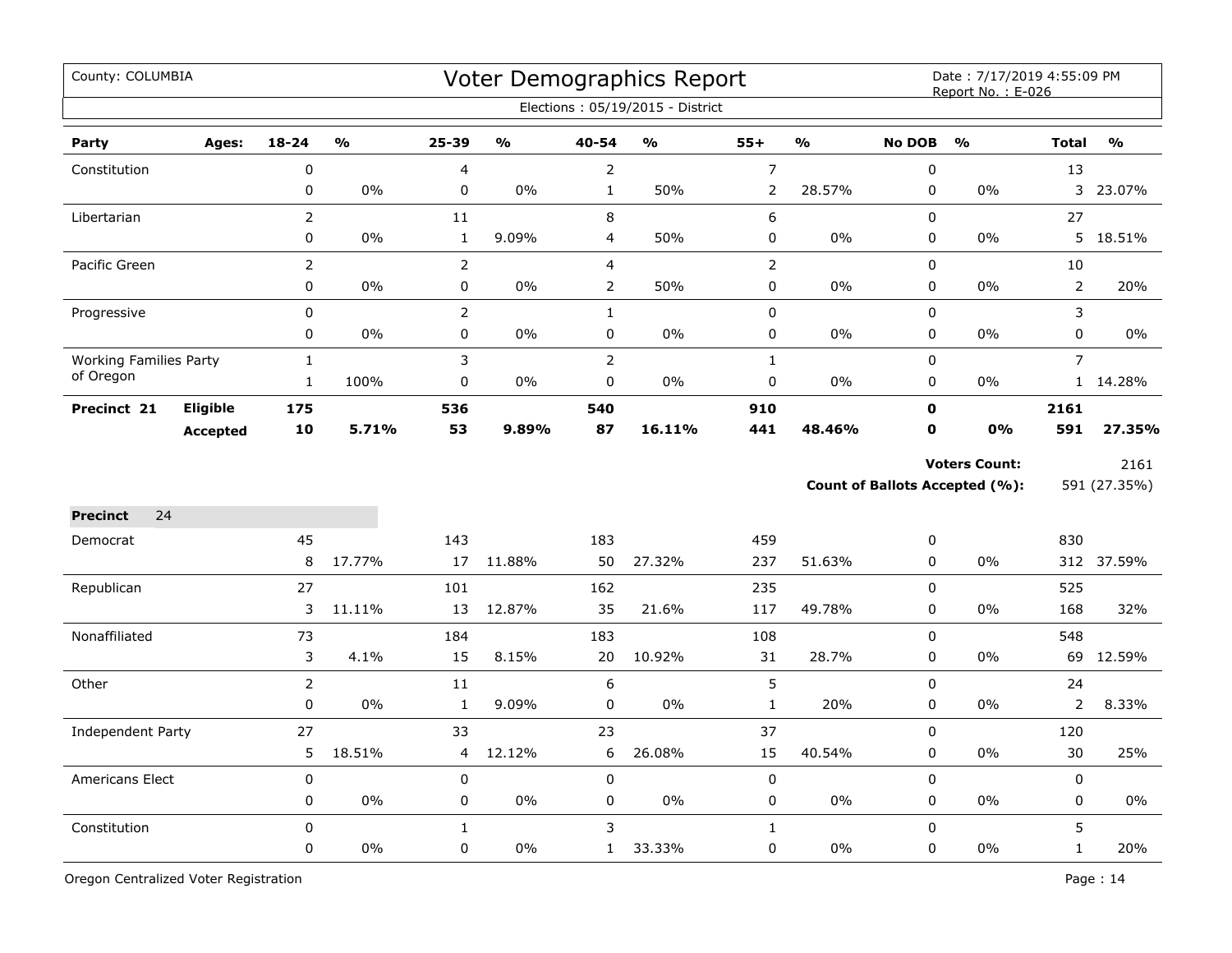County: COLUMBIA

# Voter Demographics Report

Date : 7/17/2019 4:55:09 PM
Report No. : E-026

Elections : 05/19/2015 - District

| Party | Ages: | 18-24 | % | 25-39 | % | 40-54 | % | 55+ | % | No DOB | % | Total | % |
|---|---|---|---|---|---|---|---|---|---|---|---|---|---|
| Constitution | | 0 | | 4 | | 2 | | 7 | | 0 | | 13 | |
| | | 0 | 0% | 0 | 0% | 1 | 50% | 2 | 28.57% | 0 | 0% | 3 | 23.07% |
| Libertarian | | 2 | | 11 | | 8 | | 6 | | 0 | | 27 | |
| | | 0 | 0% | 1 | 9.09% | 4 | 50% | 0 | 0% | 0 | 0% | 5 | 18.51% |
| Pacific Green | | 2 | | 2 | | 4 | | 2 | | 0 | | 10 | |
| | | 0 | 0% | 0 | 0% | 2 | 50% | 0 | 0% | 0 | 0% | 2 | 20% |
| Progressive | | 0 | | 2 | | 1 | | 0 | | 0 | | 3 | |
| | | 0 | 0% | 0 | 0% | 0 | 0% | 0 | 0% | 0 | 0% | 0 | 0% |
| Working Families Party of Oregon | | 1 | | 3 | | 2 | | 1 | | 0 | | 7 | |
| | | 1 | 100% | 0 | 0% | 0 | 0% | 0 | 0% | 0 | 0% | 1 | 14.28% |
| **Precinct 21** | **Eligible** | **175** | | **536** | | **540** | | **910** | | **0** | | **2161** | |
| | **Accepted** | **10** | **5.71%** | **53** | **9.89%** | **87** | **16.11%** | **441** | **48.46%** | **0** | **0%** | **591** | **27.35%** |

**Voters Count:** 2161

**Count of Ballots Accepted (%):** 591 (27.35%)

**Precinct** 24

| Party | Ages: | 18-24 | % | 25-39 | % | 40-54 | % | 55+ | % | No DOB | % | Total | % |
|---|---|---|---|---|---|---|---|---|---|---|---|---|---|
| Democrat | | 45 | | 143 | | 183 | | 459 | | 0 | | 830 | |
| | | 8 | 17.77% | 17 | 11.88% | 50 | 27.32% | 237 | 51.63% | 0 | 0% | 312 | 37.59% |
| Republican | | 27 | | 101 | | 162 | | 235 | | 0 | | 525 | |
| | | 3 | 11.11% | 13 | 12.87% | 35 | 21.6% | 117 | 49.78% | 0 | 0% | 168 | 32% |
| Nonaffiliated | | 73 | | 184 | | 183 | | 108 | | 0 | | 548 | |
| | | 3 | 4.1% | 15 | 8.15% | 20 | 10.92% | 31 | 28.7% | 0 | 0% | 69 | 12.59% |
| Other | | 2 | | 11 | | 6 | | 5 | | 0 | | 24 | |
| | | 0 | 0% | 1 | 9.09% | 0 | 0% | 1 | 20% | 0 | 0% | 2 | 8.33% |
| Independent Party | | 27 | | 33 | | 23 | | 37 | | 0 | | 120 | |
| | | 5 | 18.51% | 4 | 12.12% | 6 | 26.08% | 15 | 40.54% | 0 | 0% | 30 | 25% |
| Americans Elect | | 0 | | 0 | | 0 | | 0 | | 0 | | 0 | |
| | | 0 | 0% | 0 | 0% | 0 | 0% | 0 | 0% | 0 | 0% | 0 | 0% |
| Constitution | | 0 | | 1 | | 3 | | 1 | | 0 | | 5 | |
| | | 0 | 0% | 0 | 0% | 1 | 33.33% | 0 | 0% | 0 | 0% | 1 | 20% |

Oregon Centralized Voter Registration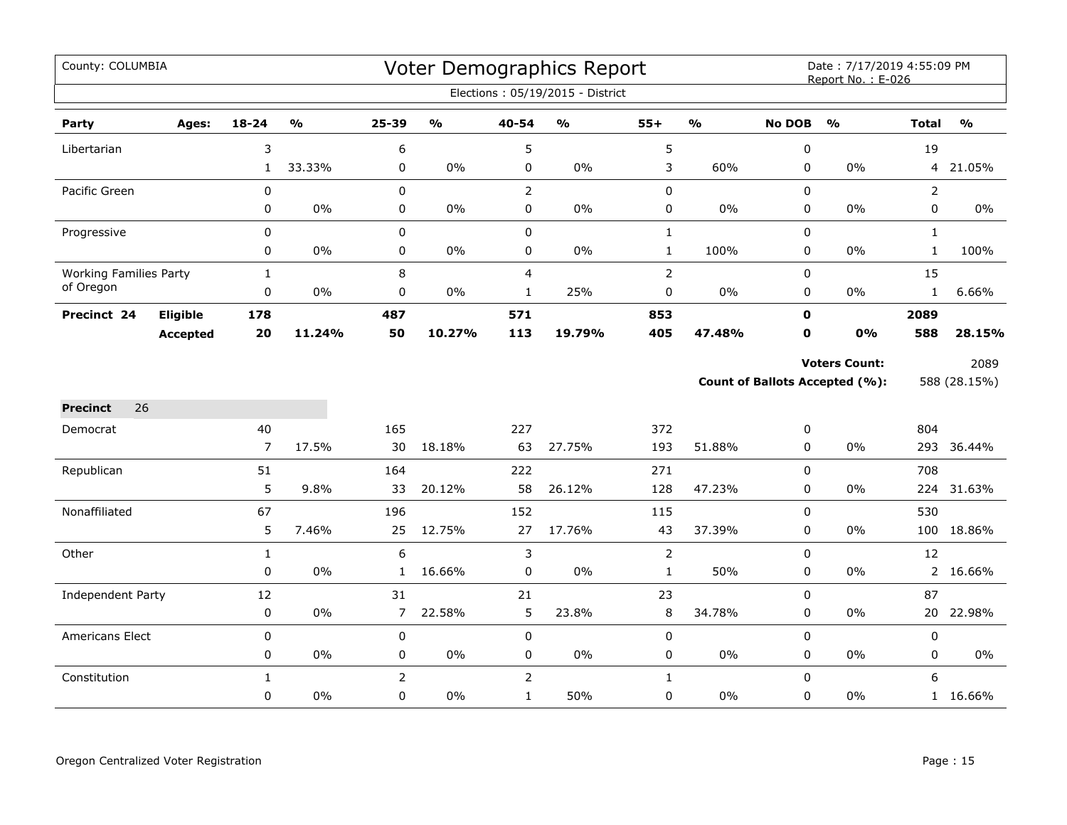County: COLUMBIA

# Voter Demographics Report

Date : 7/17/2019 4:55:09 PM
Report No. : E-026

Elections : 05/19/2015 - District

| Party | Ages: | 18-24 | % | 25-39 | % | 40-54 | % | 55+ | % | No DOB | % | Total | % |
|---|---|---|---|---|---|---|---|---|---|---|---|---|---|
| Libertarian | | 3 | | 6 | | 5 | | 5 | | 0 | | 19 | |
| | | 1 | 33.33% | 0 | 0% | 0 | 0% | 3 | 60% | 0 | 0% | 4 | 21.05% |
| Pacific Green | | 0 | | 0 | | 2 | | 0 | | 0 | | 2 | |
| | | 0 | 0% | 0 | 0% | 0 | 0% | 0 | 0% | 0 | 0% | 0 | 0% |
| Progressive | | 0 | | 0 | | 0 | | 1 | | 0 | | 1 | |
| | | 0 | 0% | 0 | 0% | 0 | 0% | 1 | 100% | 0 | 0% | 1 | 100% |
| Working Families Party of Oregon | | 1 | | 8 | | 4 | | 2 | | 0 | | 15 | |
| | | 0 | 0% | 0 | 0% | 1 | 25% | 0 | 0% | 0 | 0% | 1 | 6.66% |
| **Precinct 24** | **Eligible** | **178** | | **487** | | **571** | | **853** | | **0** | | **2089** | |
| | **Accepted** | **20** | **11.24%** | **50** | **10.27%** | **113** | **19.79%** | **405** | **47.48%** | **0** | **0%** | **588** | **28.15%** |

**Voters Count:** 2089

**Count of Ballots Accepted (%):** 588 (28.15%)

**Precinct** 26

| Party | Ages: | 18-24 | % | 25-39 | % | 40-54 | % | 55+ | % | No DOB | % | Total | % |
|---|---|---|---|---|---|---|---|---|---|---|---|---|---|
| Democrat | | 40 | | 165 | | 227 | | 372 | | 0 | | 804 | |
| | | 7 | 17.5% | 30 | 18.18% | 63 | 27.75% | 193 | 51.88% | 0 | 0% | 293 | 36.44% |
| Republican | | 51 | | 164 | | 222 | | 271 | | 0 | | 708 | |
| | | 5 | 9.8% | 33 | 20.12% | 58 | 26.12% | 128 | 47.23% | 0 | 0% | 224 | 31.63% |
| Nonaffiliated | | 67 | | 196 | | 152 | | 115 | | 0 | | 530 | |
| | | 5 | 7.46% | 25 | 12.75% | 27 | 17.76% | 43 | 37.39% | 0 | 0% | 100 | 18.86% |
| Other | | 1 | | 6 | | 3 | | 2 | | 0 | | 12 | |
| | | 0 | 0% | 1 | 16.66% | 0 | 0% | 1 | 50% | 0 | 0% | 2 | 16.66% |
| Independent Party | | 12 | | 31 | | 21 | | 23 | | 0 | | 87 | |
| | | 0 | 0% | 7 | 22.58% | 5 | 23.8% | 8 | 34.78% | 0 | 0% | 20 | 22.98% |
| Americans Elect | | 0 | | 0 | | 0 | | 0 | | 0 | | 0 | |
| | | 0 | 0% | 0 | 0% | 0 | 0% | 0 | 0% | 0 | 0% | 0 | 0% |
| Constitution | | 1 | | 2 | | 2 | | 1 | | 0 | | 6 | |
| | | 0 | 0% | 0 | 0% | 1 | 50% | 0 | 0% | 0 | 0% | 1 | 16.66% |

Oregon Centralized Voter Registration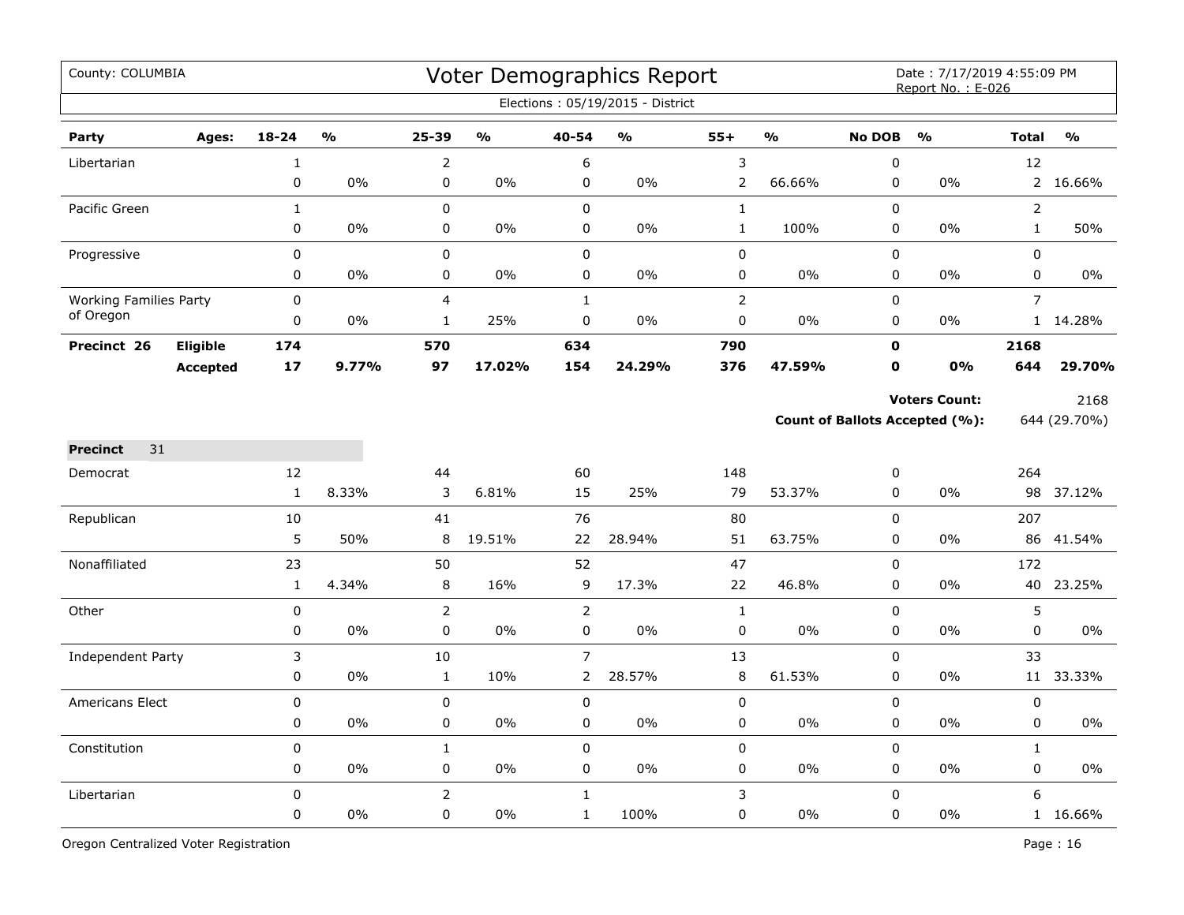County: COLUMBIA

# Voter Demographics Report

Date : 7/17/2019 4:55:09 PM
Report No. : E-026

Elections : 05/19/2015 - District

| Party | Ages: | 18-24 | % | 25-39 | % | 40-54 | % | 55+ | % | No DOB | % | Total | % |
|---|---|---|---|---|---|---|---|---|---|---|---|---|---|
| Libertarian | | 1 | | 2 | | 6 | | 3 | | 0 | | 12 | |
| | | 0 | 0% | 0 | 0% | 0 | 0% | 2 | 66.66% | 0 | 0% | 2 | 16.66% |
| Pacific Green | | 1 | | 0 | | 0 | | 1 | | 0 | | 2 | |
| | | 0 | 0% | 0 | 0% | 0 | 0% | 1 | 100% | 0 | 0% | 1 | 50% |
| Progressive | | 0 | | 0 | | 0 | | 0 | | 0 | | 0 | |
| | | 0 | 0% | 0 | 0% | 0 | 0% | 0 | 0% | 0 | 0% | 0 | 0% |
| Working Families Party of Oregon | | 0 | | 4 | | 1 | | 2 | | 0 | | 7 | |
| | | 0 | 0% | 1 | 25% | 0 | 0% | 0 | 0% | 0 | 0% | 1 | 14.28% |
| **Precinct 26** | **Eligible** | **174** | | **570** | | **634** | | **790** | | **0** | | **2168** | |
| | **Accepted** | **17** | **9.77%** | **97** | **17.02%** | **154** | **24.29%** | **376** | **47.59%** | **0** | **0%** | **644** | **29.70%** |

**Voters Count:** 2168

**Count of Ballots Accepted (%):** 644 (29.70%)

**Precinct** 31

| Party | Ages: | 18-24 | % | 25-39 | % | 40-54 | % | 55+ | % | No DOB | % | Total | % |
|---|---|---|---|---|---|---|---|---|---|---|---|---|---|
| Democrat | | 12 | | 44 | | 60 | | 148 | | 0 | | 264 | |
| | | 1 | 8.33% | 3 | 6.81% | 15 | 25% | 79 | 53.37% | 0 | 0% | 98 | 37.12% |
| Republican | | 10 | | 41 | | 76 | | 80 | | 0 | | 207 | |
| | | 5 | 50% | 8 | 19.51% | 22 | 28.94% | 51 | 63.75% | 0 | 0% | 86 | 41.54% |
| Nonaffiliated | | 23 | | 50 | | 52 | | 47 | | 0 | | 172 | |
| | | 1 | 4.34% | 8 | 16% | 9 | 17.3% | 22 | 46.8% | 0 | 0% | 40 | 23.25% |
| Other | | 0 | | 2 | | 2 | | 1 | | 0 | | 5 | |
| | | 0 | 0% | 0 | 0% | 0 | 0% | 0 | 0% | 0 | 0% | 0 | 0% |
| Independent Party | | 3 | | 10 | | 7 | | 13 | | 0 | | 33 | |
| | | 0 | 0% | 1 | 10% | 2 | 28.57% | 8 | 61.53% | 0 | 0% | 11 | 33.33% |
| Americans Elect | | 0 | | 0 | | 0 | | 0 | | 0 | | 0 | |
| | | 0 | 0% | 0 | 0% | 0 | 0% | 0 | 0% | 0 | 0% | 0 | 0% |
| Constitution | | 0 | | 1 | | 0 | | 0 | | 0 | | 1 | |
| | | 0 | 0% | 0 | 0% | 0 | 0% | 0 | 0% | 0 | 0% | 0 | 0% |
| Libertarian | | 0 | | 2 | | 1 | | 3 | | 0 | | 6 | |
| | | 0 | 0% | 0 | 0% | 1 | 100% | 0 | 0% | 0 | 0% | 1 | 16.66% |

Oregon Centralized Voter Registration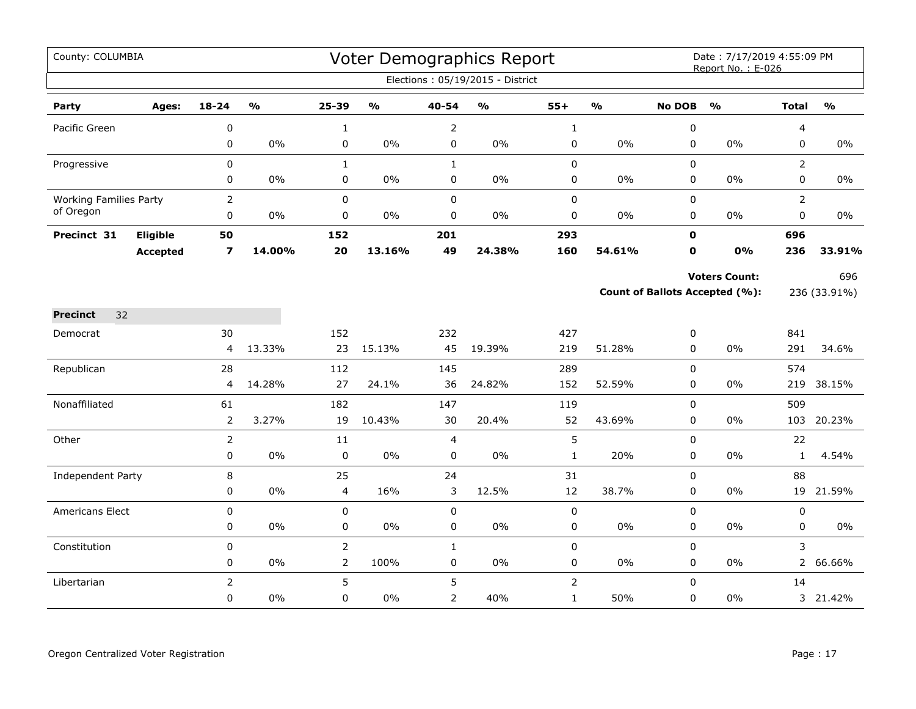County: COLUMBIA

# Voter Demographics Report

Date : 7/17/2019 4:55:09 PM
Report No. : E-026

Elections : 05/19/2015 - District

| Party | Ages: | 18-24 | % | 25-39 | % | 40-54 | % | 55+ | % | No DOB | % | Total | % |
|---|---|---|---|---|---|---|---|---|---|---|---|---|---|
| Pacific Green | | 0 | | 1 | | 2 | | 1 | | 0 | | 4 | |
| | | 0 | 0% | 0 | 0% | 0 | 0% | 0 | 0% | 0 | 0% | 0 | 0% |
| Progressive | | 0 | | 1 | | 1 | | 0 | | 0 | | 2 | |
| | | 0 | 0% | 0 | 0% | 0 | 0% | 0 | 0% | 0 | 0% | 0 | 0% |
| Working Families Party of Oregon | | 2 | | 0 | | 0 | | 0 | | 0 | | 2 | |
| | | 0 | 0% | 0 | 0% | 0 | 0% | 0 | 0% | 0 | 0% | 0 | 0% |
| **Precinct 31** | **Eligible** | **50** | | **152** | | **201** | | **293** | | **0** | | **696** | |
| | **Accepted** | **7** | **14.00%** | **20** | **13.16%** | **49** | **24.38%** | **160** | **54.61%** | **0** | **0%** | **236** | **33.91%** |

**Voters Count:** 696

**Count of Ballots Accepted (%):** 236 (33.91%)

**Precinct** 32

| Party | Ages: | 18-24 | % | 25-39 | % | 40-54 | % | 55+ | % | No DOB | % | Total | % |
|---|---|---|---|---|---|---|---|---|---|---|---|---|---|
| Democrat | | 30 | | 152 | | 232 | | 427 | | 0 | | 841 | |
| | | 4 | 13.33% | 23 | 15.13% | 45 | 19.39% | 219 | 51.28% | 0 | 0% | 291 | 34.6% |
| Republican | | 28 | | 112 | | 145 | | 289 | | 0 | | 574 | |
| | | 4 | 14.28% | 27 | 24.1% | 36 | 24.82% | 152 | 52.59% | 0 | 0% | 219 | 38.15% |
| Nonaffiliated | | 61 | | 182 | | 147 | | 119 | | 0 | | 509 | |
| | | 2 | 3.27% | 19 | 10.43% | 30 | 20.4% | 52 | 43.69% | 0 | 0% | 103 | 20.23% |
| Other | | 2 | | 11 | | 4 | | 5 | | 0 | | 22 | |
| | | 0 | 0% | 0 | 0% | 0 | 0% | 1 | 20% | 0 | 0% | 1 | 4.54% |
| Independent Party | | 8 | | 25 | | 24 | | 31 | | 0 | | 88 | |
| | | 0 | 0% | 4 | 16% | 3 | 12.5% | 12 | 38.7% | 0 | 0% | 19 | 21.59% |
| Americans Elect | | 0 | | 0 | | 0 | | 0 | | 0 | | 0 | |
| | | 0 | 0% | 0 | 0% | 0 | 0% | 0 | 0% | 0 | 0% | 0 | 0% |
| Constitution | | 0 | | 2 | | 1 | | 0 | | 0 | | 3 | |
| | | 0 | 0% | 2 | 100% | 0 | 0% | 0 | 0% | 0 | 0% | 2 | 66.66% |
| Libertarian | | 2 | | 5 | | 5 | | 2 | | 0 | | 14 | |
| | | 0 | 0% | 0 | 0% | 2 | 40% | 1 | 50% | 0 | 0% | 3 | 21.42% |

Oregon Centralized Voter Registration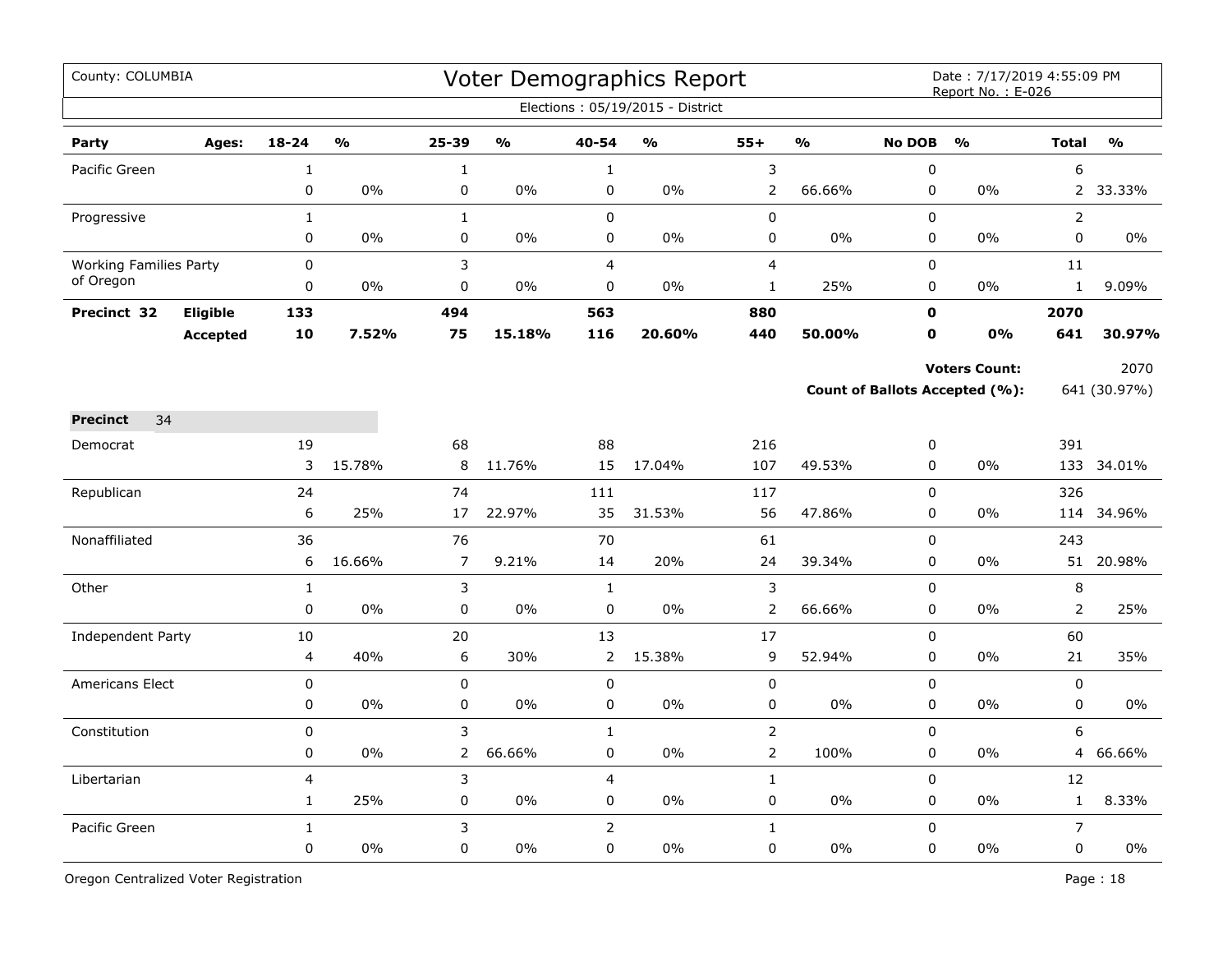County: COLUMBIA

# Voter Demographics Report

Date : 7/17/2019 4:55:09 PM
Report No. : E-026

Elections : 05/19/2015 - District

| Party | Ages: | 18-24 | % | 25-39 | % | 40-54 | % | 55+ | % | No DOB | % | Total | % |
|---|---|---|---|---|---|---|---|---|---|---|---|---|---|
| Pacific Green | | 1 | | 1 | | 1 | | 3 | | 0 | | 6 | |
| | | 0 | 0% | 0 | 0% | 0 | 0% | 2 | 66.66% | 0 | 0% | 2 | 33.33% |
| Progressive | | 1 | | 1 | | 0 | | 0 | | 0 | | 2 | |
| | | 0 | 0% | 0 | 0% | 0 | 0% | 0 | 0% | 0 | 0% | 0 | 0% |
| Working Families Party of Oregon | | 0 | | 3 | | 4 | | 4 | | 0 | | 11 | |
| | | 0 | 0% | 0 | 0% | 0 | 0% | 1 | 25% | 0 | 0% | 1 | 9.09% |
| **Precinct 32** | **Eligible** | **133** | | **494** | | **563** | | **880** | | **0** | | **2070** | |
| | **Accepted** | **10** | **7.52%** | **75** | **15.18%** | **116** | **20.60%** | **440** | **50.00%** | **0** | **0%** | **641** | **30.97%** |

**Voters Count:** 2070

**Count of Ballots Accepted (%):** 641 (30.97%)

**Precinct** 34

| Party | Ages: | 18-24 | % | 25-39 | % | 40-54 | % | 55+ | % | No DOB | % | Total | % |
|---|---|---|---|---|---|---|---|---|---|---|---|---|---|
| Democrat | | 19 | | 68 | | 88 | | 216 | | 0 | | 391 | |
| | | 3 | 15.78% | 8 | 11.76% | 15 | 17.04% | 107 | 49.53% | 0 | 0% | 133 | 34.01% |
| Republican | | 24 | | 74 | | 111 | | 117 | | 0 | | 326 | |
| | | 6 | 25% | 17 | 22.97% | 35 | 31.53% | 56 | 47.86% | 0 | 0% | 114 | 34.96% |
| Nonaffiliated | | 36 | | 76 | | 70 | | 61 | | 0 | | 243 | |
| | | 6 | 16.66% | 7 | 9.21% | 14 | 20% | 24 | 39.34% | 0 | 0% | 51 | 20.98% |
| Other | | 1 | | 3 | | 1 | | 3 | | 0 | | 8 | |
| | | 0 | 0% | 0 | 0% | 0 | 0% | 2 | 66.66% | 0 | 0% | 2 | 25% |
| Independent Party | | 10 | | 20 | | 13 | | 17 | | 0 | | 60 | |
| | | 4 | 40% | 6 | 30% | 2 | 15.38% | 9 | 52.94% | 0 | 0% | 21 | 35% |
| Americans Elect | | 0 | | 0 | | 0 | | 0 | | 0 | | 0 | |
| | | 0 | 0% | 0 | 0% | 0 | 0% | 0 | 0% | 0 | 0% | 0 | 0% |
| Constitution | | 0 | | 3 | | 1 | | 2 | | 0 | | 6 | |
| | | 0 | 0% | 2 | 66.66% | 0 | 0% | 2 | 100% | 0 | 0% | 4 | 66.66% |
| Libertarian | | 4 | | 3 | | 4 | | 1 | | 0 | | 12 | |
| | | 1 | 25% | 0 | 0% | 0 | 0% | 0 | 0% | 0 | 0% | 1 | 8.33% |
| Pacific Green | | 1 | | 3 | | 2 | | 1 | | 0 | | 7 | |
| | | 0 | 0% | 0 | 0% | 0 | 0% | 0 | 0% | 0 | 0% | 0 | 0% |

Oregon Centralized Voter Registration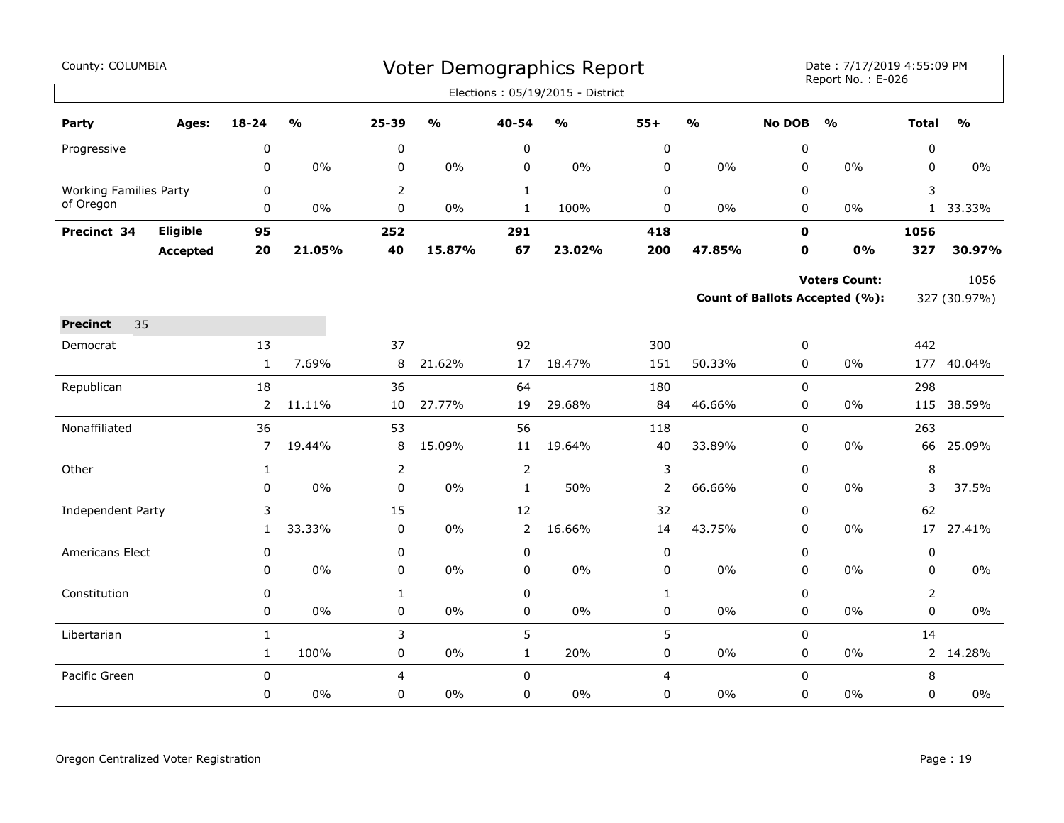County: COLUMBIA

# Voter Demographics Report

Date : 7/17/2019 4:55:09 PM
Report No. : E-026

Elections : 05/19/2015 - District

| Party | Ages: | 18-24 | % | 25-39 | % | 40-54 | % | 55+ | % | No DOB | % | Total | % |
|---|---|---|---|---|---|---|---|---|---|---|---|---|---|
| Progressive | | 0 | | 0 | | 0 | | 0 | | 0 | | 0 | |
| | | 0 | 0% | 0 | 0% | 0 | 0% | 0 | 0% | 0 | 0% | 0 | 0% |
| Working Families Party of Oregon | | 0 | | 2 | | 1 | | 0 | | 0 | | 3 | |
| | | 0 | 0% | 0 | 0% | 1 | 100% | 0 | 0% | 0 | 0% | 1 | 33.33% |
| **Precinct 34** | **Eligible** | **95** | | **252** | | **291** | | **418** | | **0** | | **1056** | |
| | **Accepted** | **20** | **21.05%** | **40** | **15.87%** | **67** | **23.02%** | **200** | **47.85%** | **0** | **0%** | **327** | **30.97%** |

**Voters Count:** 1056

**Count of Ballots Accepted (%):** 327 (30.97%)

| Party | Ages: | 18-24 | % | 25-39 | % | 40-54 | % | 55+ | % | No DOB | % | Total | % |
|---|---|---|---|---|---|---|---|---|---|---|---|---|---|
| **Precinct** 35 | | | | | | | | | | | | | |
| Democrat | | 13 | | 37 | | 92 | | 300 | | 0 | | 442 | |
| | | 1 | 7.69% | 8 | 21.62% | 17 | 18.47% | 151 | 50.33% | 0 | 0% | 177 | 40.04% |
| Republican | | 18 | | 36 | | 64 | | 180 | | 0 | | 298 | |
| | | 2 | 11.11% | 10 | 27.77% | 19 | 29.68% | 84 | 46.66% | 0 | 0% | 115 | 38.59% |
| Nonaffiliated | | 36 | | 53 | | 56 | | 118 | | 0 | | 263 | |
| | | 7 | 19.44% | 8 | 15.09% | 11 | 19.64% | 40 | 33.89% | 0 | 0% | 66 | 25.09% |
| Other | | 1 | | 2 | | 2 | | 3 | | 0 | | 8 | |
| | | 0 | 0% | 0 | 0% | 1 | 50% | 2 | 66.66% | 0 | 0% | 3 | 37.5% |
| Independent Party | | 3 | | 15 | | 12 | | 32 | | 0 | | 62 | |
| | | 1 | 33.33% | 0 | 0% | 2 | 16.66% | 14 | 43.75% | 0 | 0% | 17 | 27.41% |
| Americans Elect | | 0 | | 0 | | 0 | | 0 | | 0 | | 0 | |
| | | 0 | 0% | 0 | 0% | 0 | 0% | 0 | 0% | 0 | 0% | 0 | 0% |
| Constitution | | 0 | | 1 | | 0 | | 1 | | 0 | | 2 | |
| | | 0 | 0% | 0 | 0% | 0 | 0% | 0 | 0% | 0 | 0% | 0 | 0% |
| Libertarian | | 1 | | 3 | | 5 | | 5 | | 0 | | 14 | |
| | | 1 | 100% | 0 | 0% | 1 | 20% | 0 | 0% | 0 | 0% | 2 | 14.28% |
| Pacific Green | | 0 | | 4 | | 0 | | 4 | | 0 | | 8 | |
| | | 0 | 0% | 0 | 0% | 0 | 0% | 0 | 0% | 0 | 0% | 0 | 0% |

Oregon Centralized Voter Registration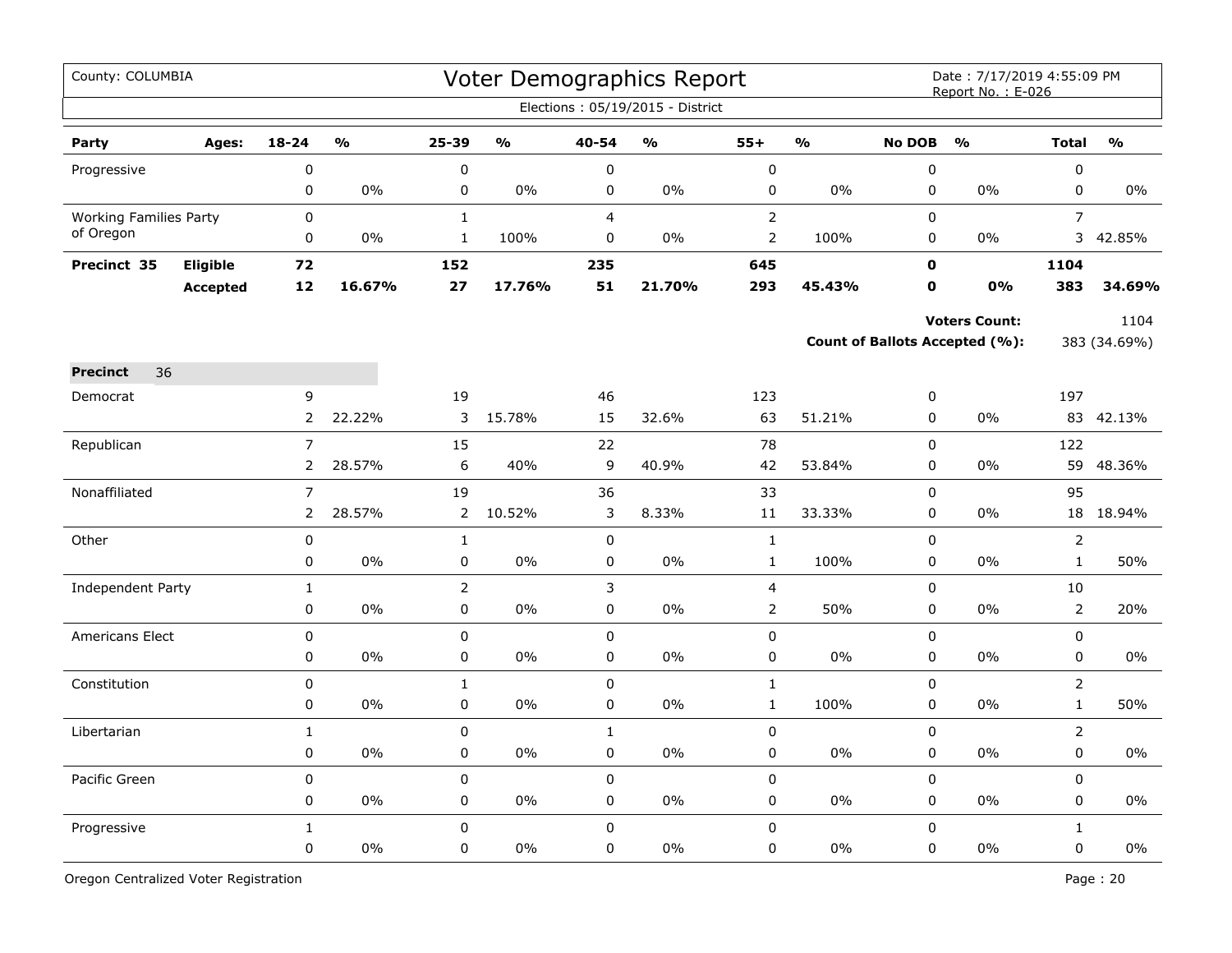County: COLUMBIA

# Voter Demographics Report

Date : 7/17/2019 4:55:09 PM
Report No. : E-026

Elections : 05/19/2015 - District

| Party | Ages: | 18-24 | % | 25-39 | % | 40-54 | % | 55+ | % | No DOB | % | Total | % |
|---|---|---|---|---|---|---|---|---|---|---|---|---|---|
| Progressive | | 0 | | 0 | | 0 | | 0 | | 0 | | 0 | |
| | | 0 | 0% | 0 | 0% | 0 | 0% | 0 | 0% | 0 | 0% | 0 | 0% |
| Working Families Party of Oregon | | 0 | | 1 | | 4 | | 2 | | 0 | | 7 | |
| | | 0 | 0% | 1 | 100% | 0 | 0% | 2 | 100% | 0 | 0% | 3 | 42.85% |
| **Precinct 35** | **Eligible** | **72** | | **152** | | **235** | | **645** | | **0** | | **1104** | |
| | **Accepted** | **12** | **16.67%** | **27** | **17.76%** | **51** | **21.70%** | **293** | **45.43%** | **0** | **0%** | **383** | **34.69%** |

**Voters Count:** 1104

**Count of Ballots Accepted (%):** 383 (34.69%)

**Precinct** 36

| Party | Ages: | 18-24 | % | 25-39 | % | 40-54 | % | 55+ | % | No DOB | % | Total | % |
|---|---|---|---|---|---|---|---|---|---|---|---|---|---|
| Democrat | | 9 | | 19 | | 46 | | 123 | | 0 | | 197 | |
| | | 2 | 22.22% | 3 | 15.78% | 15 | 32.6% | 63 | 51.21% | 0 | 0% | 83 | 42.13% |
| Republican | | 7 | | 15 | | 22 | | 78 | | 0 | | 122 | |
| | | 2 | 28.57% | 6 | 40% | 9 | 40.9% | 42 | 53.84% | 0 | 0% | 59 | 48.36% |
| Nonaffiliated | | 7 | | 19 | | 36 | | 33 | | 0 | | 95 | |
| | | 2 | 28.57% | 2 | 10.52% | 3 | 8.33% | 11 | 33.33% | 0 | 0% | 18 | 18.94% |
| Other | | 0 | | 1 | | 0 | | 1 | | 0 | | 2 | |
| | | 0 | 0% | 0 | 0% | 0 | 0% | 1 | 100% | 0 | 0% | 1 | 50% |
| Independent Party | | 1 | | 2 | | 3 | | 4 | | 0 | | 10 | |
| | | 0 | 0% | 0 | 0% | 0 | 0% | 2 | 50% | 0 | 0% | 2 | 20% |
| Americans Elect | | 0 | | 0 | | 0 | | 0 | | 0 | | 0 | |
| | | 0 | 0% | 0 | 0% | 0 | 0% | 0 | 0% | 0 | 0% | 0 | 0% |
| Constitution | | 0 | | 1 | | 0 | | 1 | | 0 | | 2 | |
| | | 0 | 0% | 0 | 0% | 0 | 0% | 1 | 100% | 0 | 0% | 1 | 50% |
| Libertarian | | 1 | | 0 | | 1 | | 0 | | 0 | | 2 | |
| | | 0 | 0% | 0 | 0% | 0 | 0% | 0 | 0% | 0 | 0% | 0 | 0% |
| Pacific Green | | 0 | | 0 | | 0 | | 0 | | 0 | | 0 | |
| | | 0 | 0% | 0 | 0% | 0 | 0% | 0 | 0% | 0 | 0% | 0 | 0% |
| Progressive | | 1 | | 0 | | 0 | | 0 | | 0 | | 1 | |
| | | 0 | 0% | 0 | 0% | 0 | 0% | 0 | 0% | 0 | 0% | 0 | 0% |

Oregon Centralized Voter Registration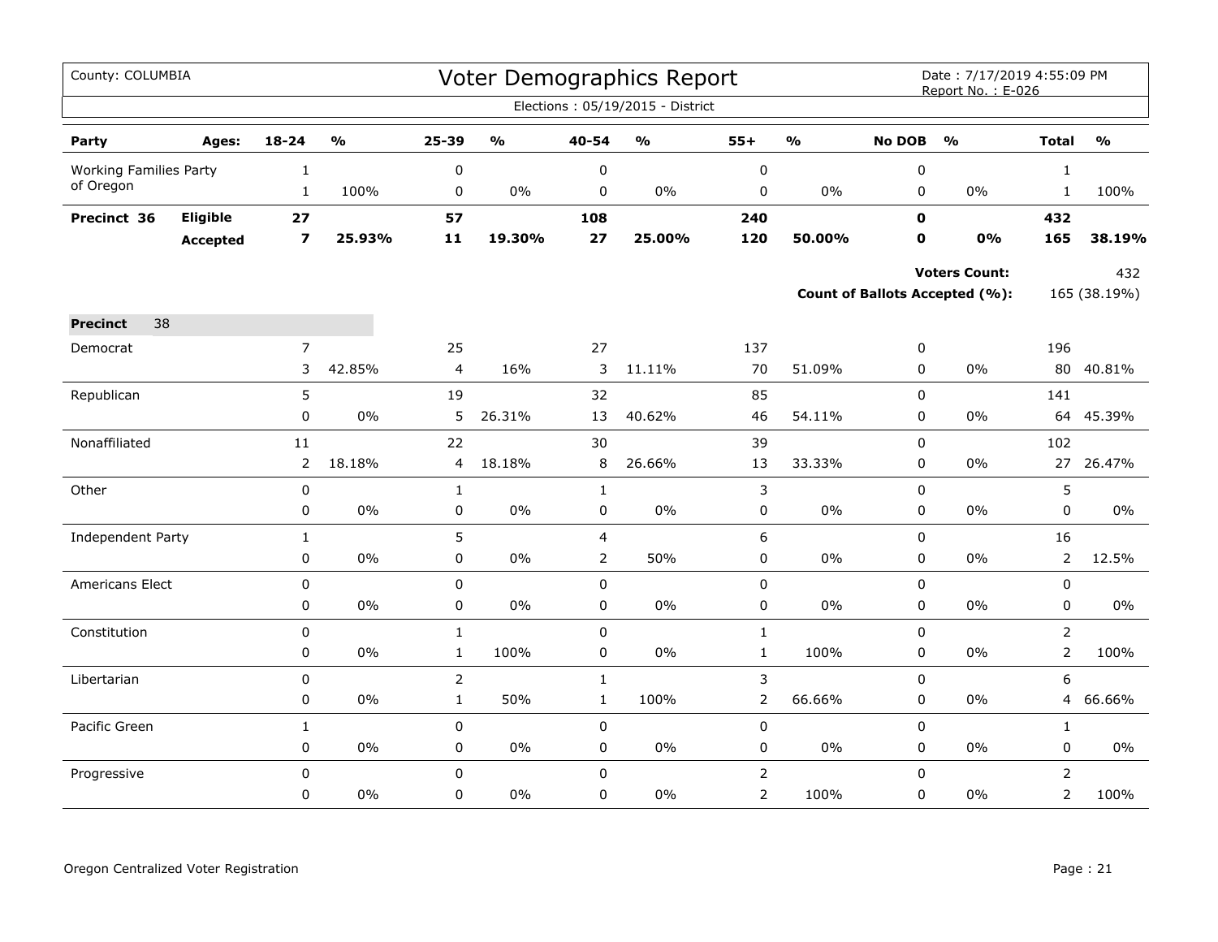County: COLUMBIA

# Voter Demographics Report

Date : 7/17/2019 4:55:09 PM
Report No. : E-026

Elections : 05/19/2015 - District

| Party | Ages: | 18-24 | % | 25-39 | % | 40-54 | % | 55+ | % | No DOB | % | Total | % |
|---|---|---|---|---|---|---|---|---|---|---|---|---|---|
| Working Families Party of Oregon | | 1 | | 0 | | 0 | | 0 | | 0 | | 1 | |
| | | 1 | 100% | 0 | 0% | 0 | 0% | 0 | 0% | 0 | 0% | 1 | 100% |
| **Precinct 36** | **Eligible** | **27** | | **57** | | **108** | | **240** | | **0** | | **432** | |
| | **Accepted** | **7** | **25.93%** | **11** | **19.30%** | **27** | **25.00%** | **120** | **50.00%** | **0** | **0%** | **165** | **38.19%** |

**Voters Count:** 432

**Count of Ballots Accepted (%):** 165 (38.19%)

**Precinct** 38

| Party | Ages: | 18-24 | % | 25-39 | % | 40-54 | % | 55+ | % | No DOB | % | Total | % |
|---|---|---|---|---|---|---|---|---|---|---|---|---|---|
| Democrat | | 7 | | 25 | | 27 | | 137 | | 0 | | 196 | |
| | | 3 | 42.85% | 4 | 16% | 3 | 11.11% | 70 | 51.09% | 0 | 0% | 80 | 40.81% |
| Republican | | 5 | | 19 | | 32 | | 85 | | 0 | | 141 | |
| | | 0 | 0% | 5 | 26.31% | 13 | 40.62% | 46 | 54.11% | 0 | 0% | 64 | 45.39% |
| Nonaffiliated | | 11 | | 22 | | 30 | | 39 | | 0 | | 102 | |
| | | 2 | 18.18% | 4 | 18.18% | 8 | 26.66% | 13 | 33.33% | 0 | 0% | 27 | 26.47% |
| Other | | 0 | | 1 | | 1 | | 3 | | 0 | | 5 | |
| | | 0 | 0% | 0 | 0% | 0 | 0% | 0 | 0% | 0 | 0% | 0 | 0% |
| Independent Party | | 1 | | 5 | | 4 | | 6 | | 0 | | 16 | |
| | | 0 | 0% | 0 | 0% | 2 | 50% | 0 | 0% | 0 | 0% | 2 | 12.5% |
| Americans Elect | | 0 | | 0 | | 0 | | 0 | | 0 | | 0 | |
| | | 0 | 0% | 0 | 0% | 0 | 0% | 0 | 0% | 0 | 0% | 0 | 0% |
| Constitution | | 0 | | 1 | | 0 | | 1 | | 0 | | 2 | |
| | | 0 | 0% | 1 | 100% | 0 | 0% | 1 | 100% | 0 | 0% | 2 | 100% |
| Libertarian | | 0 | | 2 | | 1 | | 3 | | 0 | | 6 | |
| | | 0 | 0% | 1 | 50% | 1 | 100% | 2 | 66.66% | 0 | 0% | 4 | 66.66% |
| Pacific Green | | 1 | | 0 | | 0 | | 0 | | 0 | | 1 | |
| | | 0 | 0% | 0 | 0% | 0 | 0% | 0 | 0% | 0 | 0% | 0 | 0% |
| Progressive | | 0 | | 0 | | 0 | | 2 | | 0 | | 2 | |
| | | 0 | 0% | 0 | 0% | 0 | 0% | 2 | 100% | 0 | 0% | 2 | 100% |

Oregon Centralized Voter Registration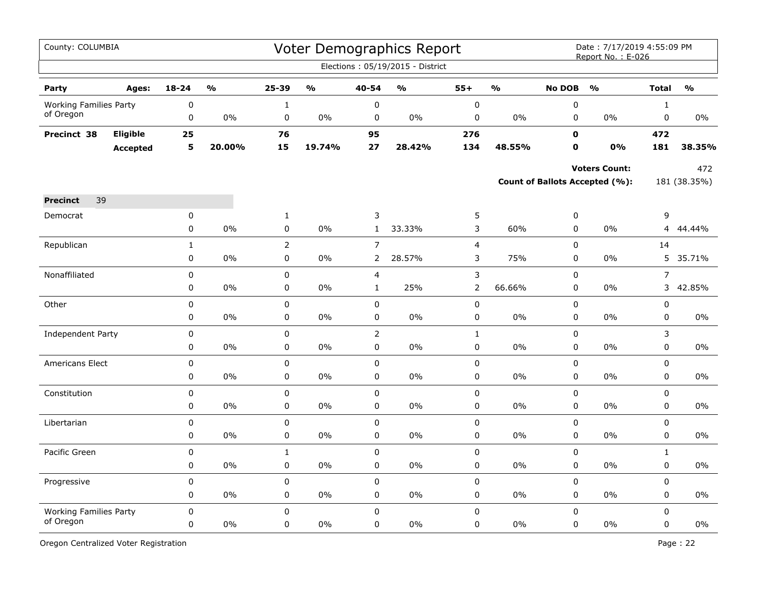County: COLUMBIA

# Voter Demographics Report

Date : 7/17/2019 4:55:09 PM
Report No. : E-026

Elections : 05/19/2015 - District

| Party | Ages: | 18-24 | % | 25-39 | % | 40-54 | % | 55+ | % | No DOB | % | Total | % |
|---|---|---|---|---|---|---|---|---|---|---|---|---|---|
| Working Families Party of Oregon | | 0 | | 1 | | 0 | | 0 | | 0 | | 1 | |
| | | 0 | 0% | 0 | 0% | 0 | 0% | 0 | 0% | 0 | 0% | 0 | 0% |
| **Precinct 38** | **Eligible** | **25** | | **76** | | **95** | | **276** | | **0** | | **472** | |
| | **Accepted** | **5** | **20.00%** | **15** | **19.74%** | **27** | **28.42%** | **134** | **48.55%** | **0** | **0%** | **181** | **38.35%** |

**Voters Count:** 472

**Count of Ballots Accepted (%):** 181 (38.35%)

**Precinct** 39

| Party | Ages: | 18-24 | % | 25-39 | % | 40-54 | % | 55+ | % | No DOB | % | Total | % |
|---|---|---|---|---|---|---|---|---|---|---|---|---|---|
| Democrat | | 0 | | 1 | | 3 | | 5 | | 0 | | 9 | |
| | | 0 | 0% | 0 | 0% | 1 | 33.33% | 3 | 60% | 0 | 0% | 4 | 44.44% |
| Republican | | 1 | | 2 | | 7 | | 4 | | 0 | | 14 | |
| | | 0 | 0% | 0 | 0% | 2 | 28.57% | 3 | 75% | 0 | 0% | 5 | 35.71% |
| Nonaffiliated | | 0 | | 0 | | 4 | | 3 | | 0 | | 7 | |
| | | 0 | 0% | 0 | 0% | 1 | 25% | 2 | 66.66% | 0 | 0% | 3 | 42.85% |
| Other | | 0 | | 0 | | 0 | | 0 | | 0 | | 0 | |
| | | 0 | 0% | 0 | 0% | 0 | 0% | 0 | 0% | 0 | 0% | 0 | 0% |
| Independent Party | | 0 | | 0 | | 2 | | 1 | | 0 | | 3 | |
| | | 0 | 0% | 0 | 0% | 0 | 0% | 0 | 0% | 0 | 0% | 0 | 0% |
| Americans Elect | | 0 | | 0 | | 0 | | 0 | | 0 | | 0 | |
| | | 0 | 0% | 0 | 0% | 0 | 0% | 0 | 0% | 0 | 0% | 0 | 0% |
| Constitution | | 0 | | 0 | | 0 | | 0 | | 0 | | 0 | |
| | | 0 | 0% | 0 | 0% | 0 | 0% | 0 | 0% | 0 | 0% | 0 | 0% |
| Libertarian | | 0 | | 0 | | 0 | | 0 | | 0 | | 0 | |
| | | 0 | 0% | 0 | 0% | 0 | 0% | 0 | 0% | 0 | 0% | 0 | 0% |
| Pacific Green | | 0 | | 1 | | 0 | | 0 | | 0 | | 1 | |
| | | 0 | 0% | 0 | 0% | 0 | 0% | 0 | 0% | 0 | 0% | 0 | 0% |
| Progressive | | 0 | | 0 | | 0 | | 0 | | 0 | | 0 | |
| | | 0 | 0% | 0 | 0% | 0 | 0% | 0 | 0% | 0 | 0% | 0 | 0% |
| Working Families Party of Oregon | | 0 | | 0 | | 0 | | 0 | | 0 | | 0 | |
| | | 0 | 0% | 0 | 0% | 0 | 0% | 0 | 0% | 0 | 0% | 0 | 0% |

Oregon Centralized Voter Registration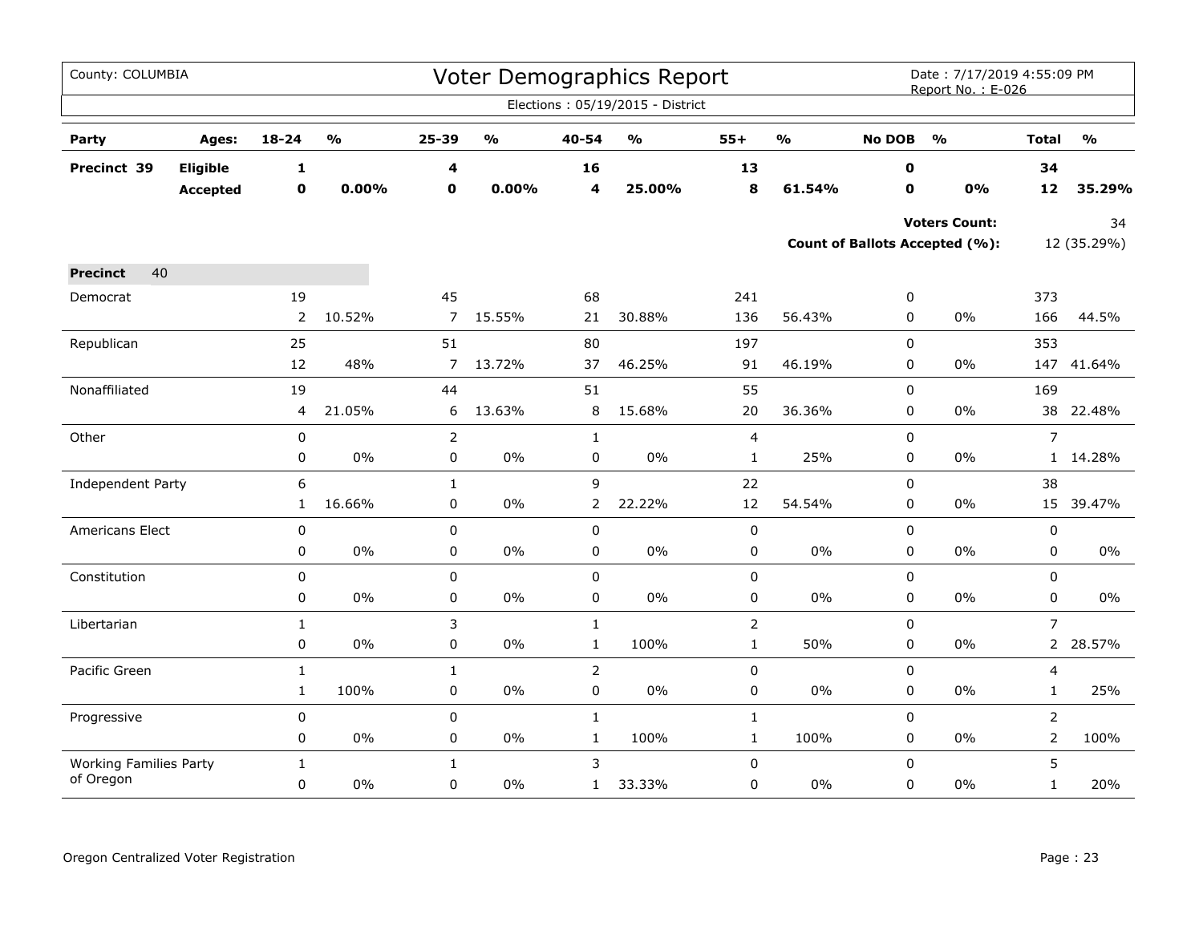County: COLUMBIA

# Voter Demographics Report

Date : 7/17/2019 4:55:09 PM
Report No. : E-026

Elections : 05/19/2015 - District

| Party | Ages: | 18-24 | % | 25-39 | % | 40-54 | % | 55+ | % | No DOB | % | Total | % |
|---|---|---|---|---|---|---|---|---|---|---|---|---|---|
| **Precinct 39** | **Eligible** | **1** | | **4** | | **16** | | **13** | | **0** | | **34** | |
| | **Accepted** | **0** | **0.00%** | **0** | **0.00%** | **4** | **25.00%** | **8** | **61.54%** | **0** | **0%** | **12** | **35.29%** |

**Voters Count:** 34

**Count of Ballots Accepted (%):** 12 (35.29%)

| **Precinct** 40 | 18-24 | % | 25-39 | % | 40-54 | % | 55+ | % | No DOB | % | Total | % |
|---|---|---|---|---|---|---|---|---|---|---|---|---|
| Democrat | 19 | | 45 | | 68 | | 241 | | 0 | | 373 | |
| | 2 | 10.52% | 7 | 15.55% | 21 | 30.88% | 136 | 56.43% | 0 | 0% | 166 | 44.5% |
| Republican | 25 | | 51 | | 80 | | 197 | | 0 | | 353 | |
| | 12 | 48% | 7 | 13.72% | 37 | 46.25% | 91 | 46.19% | 0 | 0% | 147 | 41.64% |
| Nonaffiliated | 19 | | 44 | | 51 | | 55 | | 0 | | 169 | |
| | 4 | 21.05% | 6 | 13.63% | 8 | 15.68% | 20 | 36.36% | 0 | 0% | 38 | 22.48% |
| Other | 0 | | 2 | | 1 | | 4 | | 0 | | 7 | |
| | 0 | 0% | 0 | 0% | 0 | 0% | 1 | 25% | 0 | 0% | 1 | 14.28% |
| Independent Party | 6 | | 1 | | 9 | | 22 | | 0 | | 38 | |
| | 1 | 16.66% | 0 | 0% | 2 | 22.22% | 12 | 54.54% | 0 | 0% | 15 | 39.47% |
| Americans Elect | 0 | | 0 | | 0 | | 0 | | 0 | | 0 | |
| | 0 | 0% | 0 | 0% | 0 | 0% | 0 | 0% | 0 | 0% | 0 | 0% |
| Constitution | 0 | | 0 | | 0 | | 0 | | 0 | | 0 | |
| | 0 | 0% | 0 | 0% | 0 | 0% | 0 | 0% | 0 | 0% | 0 | 0% |
| Libertarian | 1 | | 3 | | 1 | | 2 | | 0 | | 7 | |
| | 0 | 0% | 0 | 0% | 1 | 100% | 1 | 50% | 0 | 0% | 2 | 28.57% |
| Pacific Green | 1 | | 1 | | 2 | | 0 | | 0 | | 4 | |
| | 1 | 100% | 0 | 0% | 0 | 0% | 0 | 0% | 0 | 0% | 1 | 25% |
| Progressive | 0 | | 0 | | 1 | | 1 | | 0 | | 2 | |
| | 0 | 0% | 0 | 0% | 1 | 100% | 1 | 100% | 0 | 0% | 2 | 100% |
| Working Families Party of Oregon | 1 | | 1 | | 3 | | 0 | | 0 | | 5 | |
| | 0 | 0% | 0 | 0% | 1 | 33.33% | 0 | 0% | 0 | 0% | 1 | 20% |

Oregon Centralized Voter Registration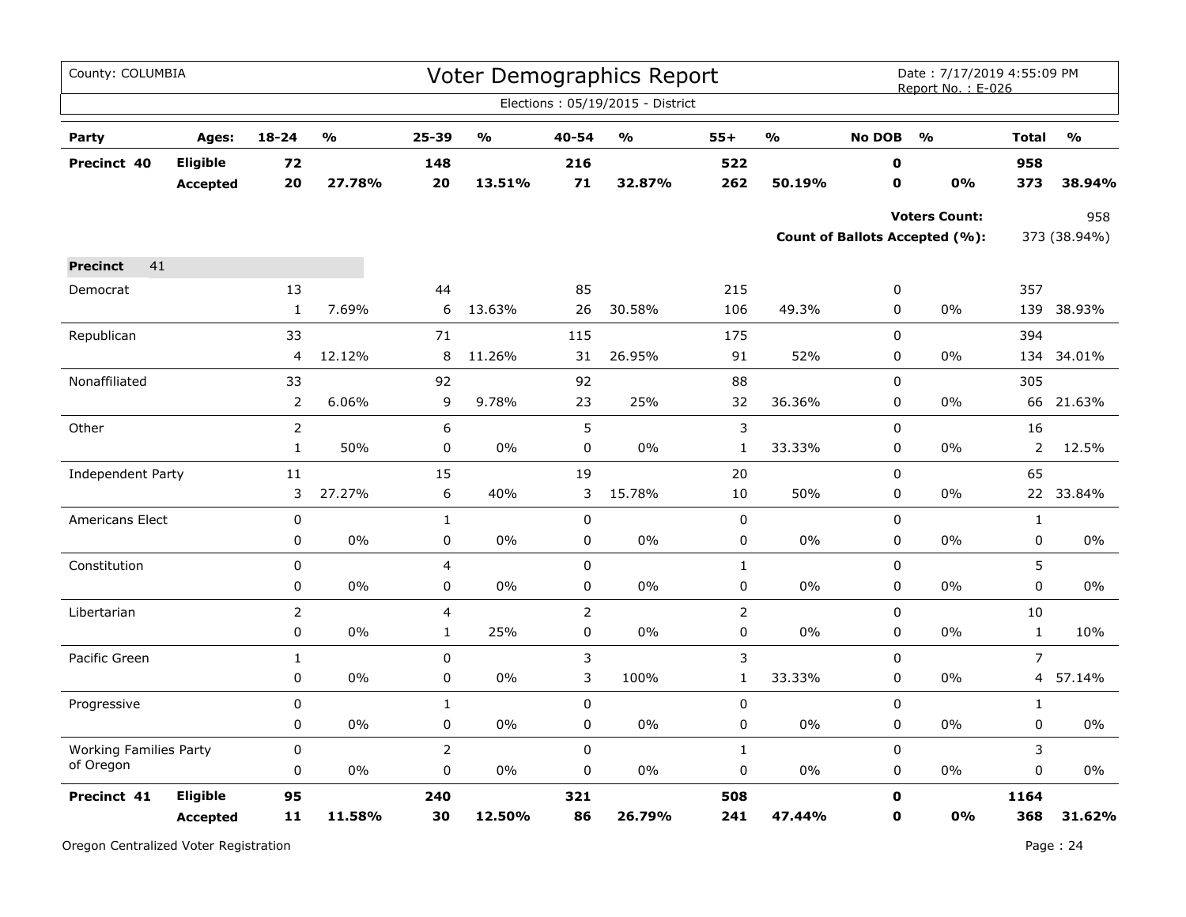County: COLUMBIA

# Voter Demographics Report

Date : 7/17/2019 4:55:09 PM
Report No. : E-026

Elections : 05/19/2015 - District

| Party | Ages: | 18-24 | % | 25-39 | % | 40-54 | % | 55+ | % | No DOB | % | Total | % |
|---|---|---|---|---|---|---|---|---|---|---|---|---|---|
| **Precinct 40** | **Eligible** | **72** | | **148** | | **216** | | **522** | | **0** | | **958** | |
| | **Accepted** | **20** | **27.78%** | **20** | **13.51%** | **71** | **32.87%** | **262** | **50.19%** | **0** | **0%** | **373** | **38.94%** |

**Voters Count:** 958

**Count of Ballots Accepted (%):** 373 (38.94%)

| Party | | 18-24 | % | 25-39 | % | 40-54 | % | 55+ | % | No DOB | % | Total | % |
|---|---|---|---|---|---|---|---|---|---|---|---|---|---|
| **Precinct** 41 | | | | | | | | | | | | | |
| Democrat | | 13 | | 44 | | 85 | | 215 | | 0 | | 357 | |
| | | 1 | 7.69% | 6 | 13.63% | 26 | 30.58% | 106 | 49.3% | 0 | 0% | 139 | 38.93% |
| Republican | | 33 | | 71 | | 115 | | 175 | | 0 | | 394 | |
| | | 4 | 12.12% | 8 | 11.26% | 31 | 26.95% | 91 | 52% | 0 | 0% | 134 | 34.01% |
| Nonaffiliated | | 33 | | 92 | | 92 | | 88 | | 0 | | 305 | |
| | | 2 | 6.06% | 9 | 9.78% | 23 | 25% | 32 | 36.36% | 0 | 0% | 66 | 21.63% |
| Other | | 2 | | 6 | | 5 | | 3 | | 0 | | 16 | |
| | | 1 | 50% | 0 | 0% | 0 | 0% | 1 | 33.33% | 0 | 0% | 2 | 12.5% |
| Independent Party | | 11 | | 15 | | 19 | | 20 | | 0 | | 65 | |
| | | 3 | 27.27% | 6 | 40% | 3 | 15.78% | 10 | 50% | 0 | 0% | 22 | 33.84% |
| Americans Elect | | 0 | | 1 | | 0 | | 0 | | 0 | | 1 | |
| | | 0 | 0% | 0 | 0% | 0 | 0% | 0 | 0% | 0 | 0% | 0 | 0% |
| Constitution | | 0 | | 4 | | 0 | | 1 | | 0 | | 5 | |
| | | 0 | 0% | 0 | 0% | 0 | 0% | 0 | 0% | 0 | 0% | 0 | 0% |
| Libertarian | | 2 | | 4 | | 2 | | 2 | | 0 | | 10 | |
| | | 0 | 0% | 1 | 25% | 0 | 0% | 0 | 0% | 0 | 0% | 1 | 10% |
| Pacific Green | | 1 | | 0 | | 3 | | 3 | | 0 | | 7 | |
| | | 0 | 0% | 0 | 0% | 3 | 100% | 1 | 33.33% | 0 | 0% | 4 | 57.14% |
| Progressive | | 0 | | 1 | | 0 | | 0 | | 0 | | 1 | |
| | | 0 | 0% | 0 | 0% | 0 | 0% | 0 | 0% | 0 | 0% | 0 | 0% |
| Working Families Party of Oregon | | 0 | | 2 | | 0 | | 1 | | 0 | | 3 | |
| | | 0 | 0% | 0 | 0% | 0 | 0% | 0 | 0% | 0 | 0% | 0 | 0% |
| **Precinct 41** | **Eligible** | **95** | | **240** | | **321** | | **508** | | **0** | | **1164** | |
| | **Accepted** | **11** | **11.58%** | **30** | **12.50%** | **86** | **26.79%** | **241** | **47.44%** | **0** | **0%** | **368** | **31.62%** |

Oregon Centralized Voter Registration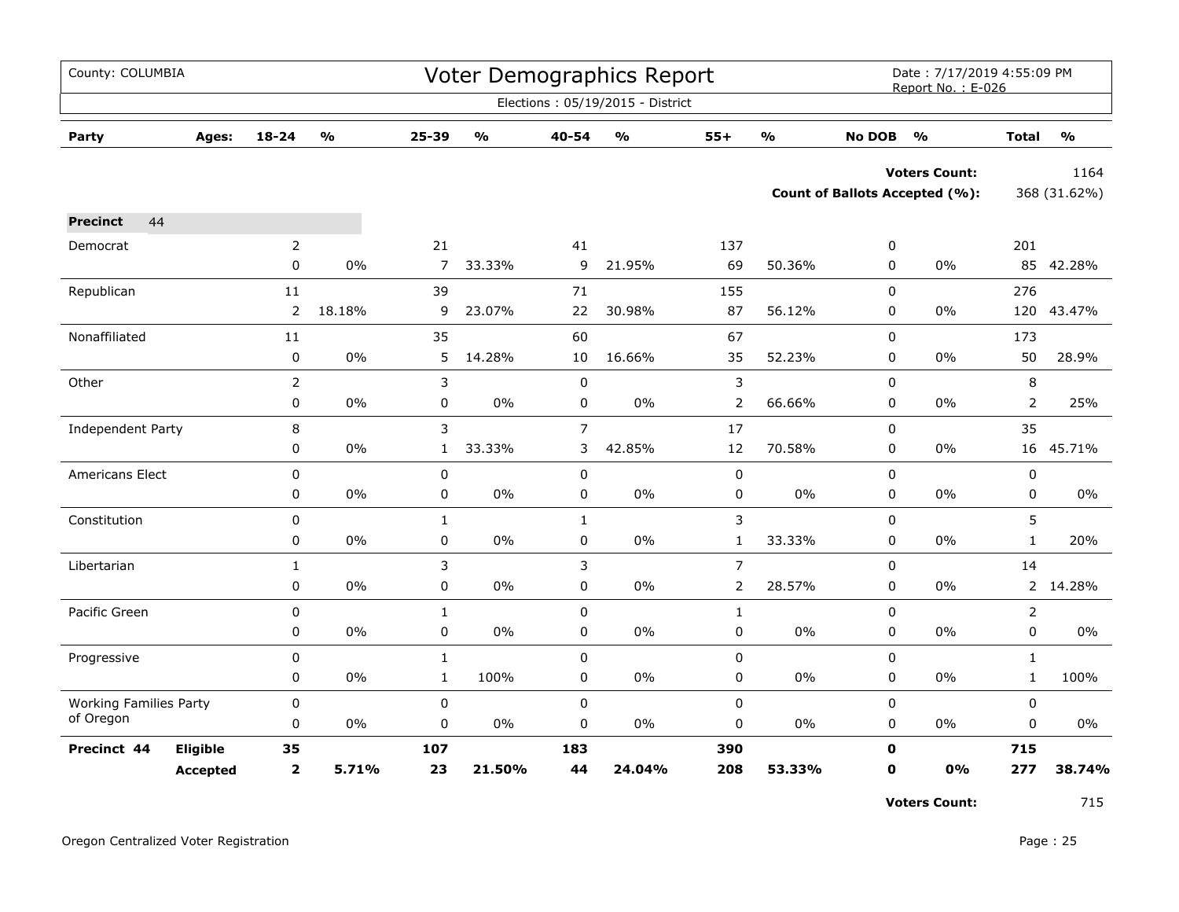County: COLUMBIA

# Voter Demographics Report

Date : 7/17/2019 4:55:09 PM
Report No. : E-026

Elections : 05/19/2015 - District

| Party | Ages: | 18-24 | % | 25-39 | % | 40-54 | % | 55+ | % | No DOB | % | Total | % |
|---|---|---|---|---|---|---|---|---|---|---|---|---|---|
| | | | | | | | | | | | **Voters Count:** | | 1164 |
| | | | | | | | | | | | **Count of Ballots Accepted (%):** | | 368 (31.62%) |
| **Precinct** | 44 | | | | | | | | | | | | |
| Democrat | | 2 | | 21 | | 41 | | 137 | | 0 | | 201 | |
| | | 0 | 0% | 7 | 33.33% | 9 | 21.95% | 69 | 50.36% | 0 | 0% | 85 | 42.28% |
| Republican | | 11 | | 39 | | 71 | | 155 | | 0 | | 276 | |
| | | 2 | 18.18% | 9 | 23.07% | 22 | 30.98% | 87 | 56.12% | 0 | 0% | 120 | 43.47% |
| Nonaffiliated | | 11 | | 35 | | 60 | | 67 | | 0 | | 173 | |
| | | 0 | 0% | 5 | 14.28% | 10 | 16.66% | 35 | 52.23% | 0 | 0% | 50 | 28.9% |
| Other | | 2 | | 3 | | 0 | | 3 | | 0 | | 8 | |
| | | 0 | 0% | 0 | 0% | 0 | 0% | 2 | 66.66% | 0 | 0% | 2 | 25% |
| Independent Party | | 8 | | 3 | | 7 | | 17 | | 0 | | 35 | |
| | | 0 | 0% | 1 | 33.33% | 3 | 42.85% | 12 | 70.58% | 0 | 0% | 16 | 45.71% |
| Americans Elect | | 0 | | 0 | | 0 | | 0 | | 0 | | 0 | |
| | | 0 | 0% | 0 | 0% | 0 | 0% | 0 | 0% | 0 | 0% | 0 | 0% |
| Constitution | | 0 | | 1 | | 1 | | 3 | | 0 | | 5 | |
| | | 0 | 0% | 0 | 0% | 0 | 0% | 1 | 33.33% | 0 | 0% | 1 | 20% |
| Libertarian | | 1 | | 3 | | 3 | | 7 | | 0 | | 14 | |
| | | 0 | 0% | 0 | 0% | 0 | 0% | 2 | 28.57% | 0 | 0% | 2 | 14.28% |
| Pacific Green | | 0 | | 1 | | 0 | | 1 | | 0 | | 2 | |
| | | 0 | 0% | 0 | 0% | 0 | 0% | 0 | 0% | 0 | 0% | 0 | 0% |
| Progressive | | 0 | | 1 | | 0 | | 0 | | 0 | | 1 | |
| | | 0 | 0% | 1 | 100% | 0 | 0% | 0 | 0% | 0 | 0% | 1 | 100% |
| Working Families Party of Oregon | | 0 | | 0 | | 0 | | 0 | | 0 | | 0 | |
| | | 0 | 0% | 0 | 0% | 0 | 0% | 0 | 0% | 0 | 0% | 0 | 0% |
| **Precinct 44** | **Eligible** | **35** | | **107** | | **183** | | **390** | | **0** | | **715** | |
| | **Accepted** | **2** | **5.71%** | **23** | **21.50%** | **44** | **24.04%** | **208** | **53.33%** | **0** | **0%** | **277** | **38.74%** |
| | | | | | | | | | | | **Voters Count:** | | 715 |

Oregon Centralized Voter Registration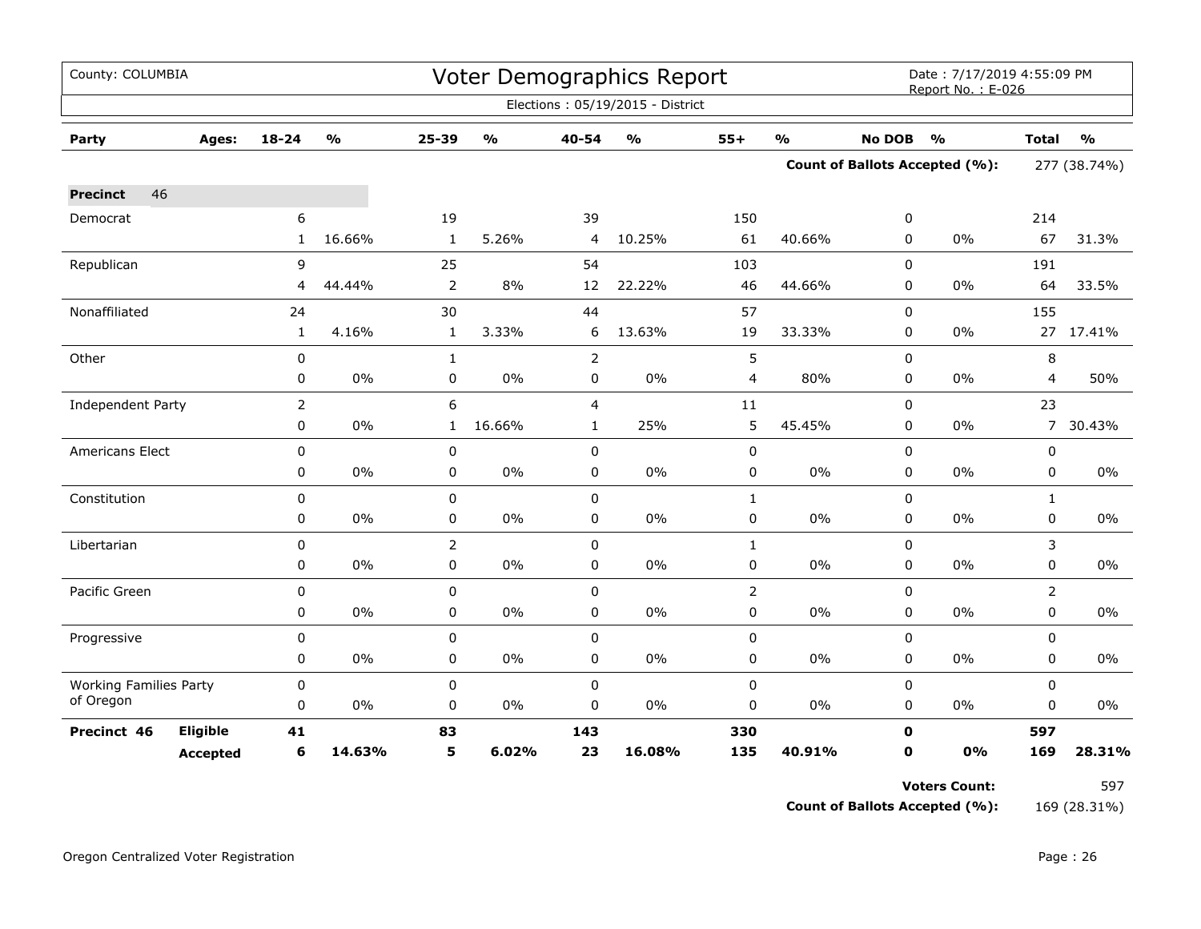County: COLUMBIA

# Voter Demographics Report

Date : 7/17/2019 4:55:09 PM
Report No. : E-026

Elections : 05/19/2015 - District

| Party | Ages: | 18-24 | % | 25-39 | % | 40-54 | % | 55+ | % | No DOB | % | Total | % |
|---|---|---|---|---|---|---|---|---|---|---|---|---|---|
| | | | | | | | | | | **Count of Ballots Accepted (%):** | | 277 (38.74%) | |
| **Precinct** 46 | | | | | | | | | | | | | |
| Democrat | | 6 | | 19 | | 39 | | 150 | | 0 | | 214 | |
| | | 1 | 16.66% | 1 | 5.26% | 4 | 10.25% | 61 | 40.66% | 0 | 0% | 67 | 31.3% |
| Republican | | 9 | | 25 | | 54 | | 103 | | 0 | | 191 | |
| | | 4 | 44.44% | 2 | 8% | 12 | 22.22% | 46 | 44.66% | 0 | 0% | 64 | 33.5% |
| Nonaffiliated | | 24 | | 30 | | 44 | | 57 | | 0 | | 155 | |
| | | 1 | 4.16% | 1 | 3.33% | 6 | 13.63% | 19 | 33.33% | 0 | 0% | 27 | 17.41% |
| Other | | 0 | | 1 | | 2 | | 5 | | 0 | | 8 | |
| | | 0 | 0% | 0 | 0% | 0 | 0% | 4 | 80% | 0 | 0% | 4 | 50% |
| Independent Party | | 2 | | 6 | | 4 | | 11 | | 0 | | 23 | |
| | | 0 | 0% | 1 | 16.66% | 1 | 25% | 5 | 45.45% | 0 | 0% | 7 | 30.43% |
| Americans Elect | | 0 | | 0 | | 0 | | 0 | | 0 | | 0 | |
| | | 0 | 0% | 0 | 0% | 0 | 0% | 0 | 0% | 0 | 0% | 0 | 0% |
| Constitution | | 0 | | 0 | | 0 | | 1 | | 0 | | 1 | |
| | | 0 | 0% | 0 | 0% | 0 | 0% | 0 | 0% | 0 | 0% | 0 | 0% |
| Libertarian | | 0 | | 2 | | 0 | | 1 | | 0 | | 3 | |
| | | 0 | 0% | 0 | 0% | 0 | 0% | 0 | 0% | 0 | 0% | 0 | 0% |
| Pacific Green | | 0 | | 0 | | 0 | | 2 | | 0 | | 2 | |
| | | 0 | 0% | 0 | 0% | 0 | 0% | 0 | 0% | 0 | 0% | 0 | 0% |
| Progressive | | 0 | | 0 | | 0 | | 0 | | 0 | | 0 | |
| | | 0 | 0% | 0 | 0% | 0 | 0% | 0 | 0% | 0 | 0% | 0 | 0% |
| Working Families Party of Oregon | | 0 | | 0 | | 0 | | 0 | | 0 | | 0 | |
| | | 0 | 0% | 0 | 0% | 0 | 0% | 0 | 0% | 0 | 0% | 0 | 0% |
| **Precinct 46** | **Eligible** | **41** | | **83** | | **143** | | **330** | | **0** | | **597** | |
| | **Accepted** | **6** | **14.63%** | **5** | **6.02%** | **23** | **16.08%** | **135** | **40.91%** | **0** | **0%** | **169** | **28.31%** |

**Voters Count:** 597

**Count of Ballots Accepted (%):** 169 (28.31%)

Oregon Centralized Voter Registration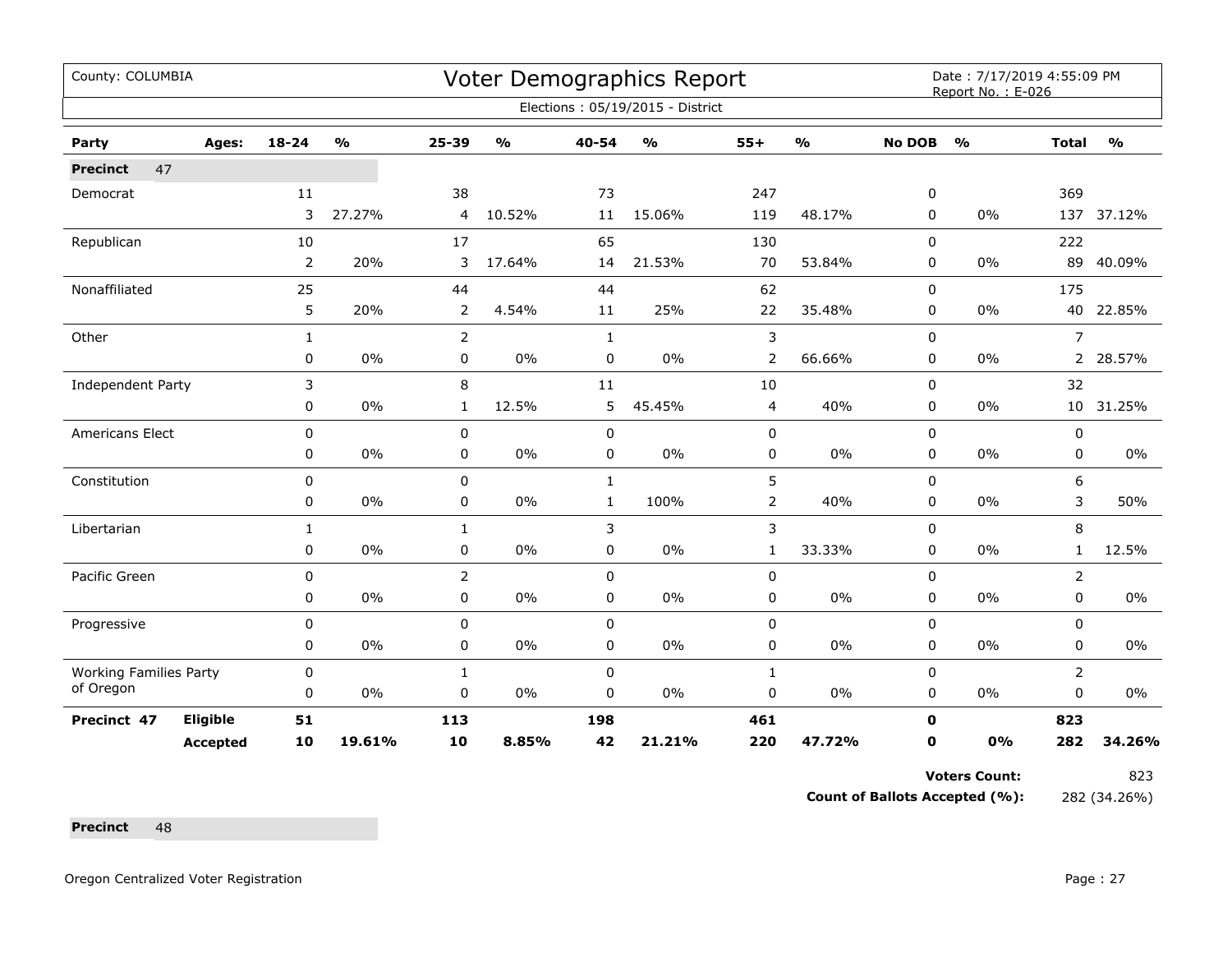County: COLUMBIA

# Voter Demographics Report

Date : 7/17/2019 4:55:09 PM
Report No. : E-026

Elections : 05/19/2015 - District

| Party | Ages: | 18-24 | % | 25-39 | % | 40-54 | % | 55+ | % | No DOB | % | Total | % |
|---|---|---|---|---|---|---|---|---|---|---|---|---|---|
| **Precinct** 47 | | | | | | | | | | | | | |
| Democrat | | 11 | | 38 | | 73 | | 247 | | 0 | | 369 | |
| | | 3 | 27.27% | 4 | 10.52% | 11 | 15.06% | 119 | 48.17% | 0 | 0% | 137 | 37.12% |
| Republican | | 10 | | 17 | | 65 | | 130 | | 0 | | 222 | |
| | | 2 | 20% | 3 | 17.64% | 14 | 21.53% | 70 | 53.84% | 0 | 0% | 89 | 40.09% |
| Nonaffiliated | | 25 | | 44 | | 44 | | 62 | | 0 | | 175 | |
| | | 5 | 20% | 2 | 4.54% | 11 | 25% | 22 | 35.48% | 0 | 0% | 40 | 22.85% |
| Other | | 1 | | 2 | | 1 | | 3 | | 0 | | 7 | |
| | | 0 | 0% | 0 | 0% | 0 | 0% | 2 | 66.66% | 0 | 0% | 2 | 28.57% |
| Independent Party | | 3 | | 8 | | 11 | | 10 | | 0 | | 32 | |
| | | 0 | 0% | 1 | 12.5% | 5 | 45.45% | 4 | 40% | 0 | 0% | 10 | 31.25% |
| Americans Elect | | 0 | | 0 | | 0 | | 0 | | 0 | | 0 | |
| | | 0 | 0% | 0 | 0% | 0 | 0% | 0 | 0% | 0 | 0% | 0 | 0% |
| Constitution | | 0 | | 0 | | 1 | | 5 | | 0 | | 6 | |
| | | 0 | 0% | 0 | 0% | 1 | 100% | 2 | 40% | 0 | 0% | 3 | 50% |
| Libertarian | | 1 | | 1 | | 3 | | 3 | | 0 | | 8 | |
| | | 0 | 0% | 0 | 0% | 0 | 0% | 1 | 33.33% | 0 | 0% | 1 | 12.5% |
| Pacific Green | | 0 | | 2 | | 0 | | 0 | | 0 | | 2 | |
| | | 0 | 0% | 0 | 0% | 0 | 0% | 0 | 0% | 0 | 0% | 0 | 0% |
| Progressive | | 0 | | 0 | | 0 | | 0 | | 0 | | 0 | |
| | | 0 | 0% | 0 | 0% | 0 | 0% | 0 | 0% | 0 | 0% | 0 | 0% |
| Working Families Party of Oregon | | 0 | | 1 | | 0 | | 1 | | 0 | | 2 | |
| | | 0 | 0% | 0 | 0% | 0 | 0% | 0 | 0% | 0 | 0% | 0 | 0% |
| **Precinct 47** | **Eligible** | **51** | | **113** | | **198** | | **461** | | **0** | | **823** | |
| | **Accepted** | **10** | **19.61%** | **10** | **8.85%** | **42** | **21.21%** | **220** | **47.72%** | **0** | **0%** | **282** | **34.26%** |

**Voters Count:** 823

**Count of Ballots Accepted (%):** 282 (34.26%)

**Precinct** 48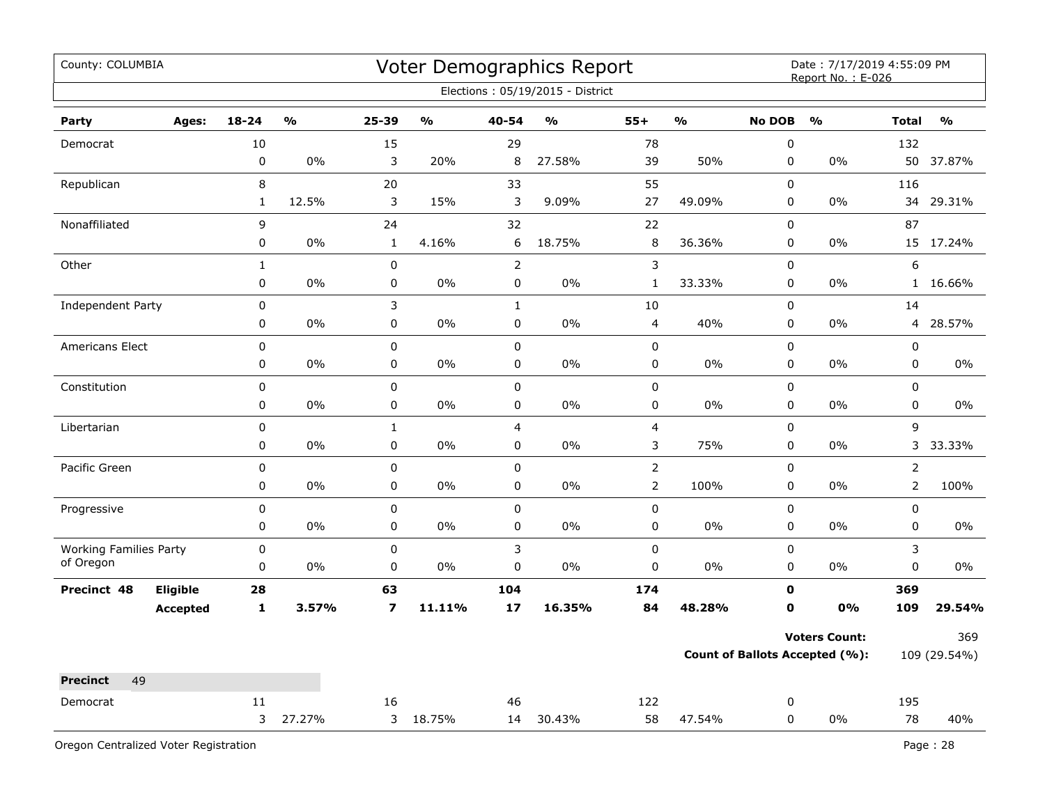County: COLUMBIA

# Voter Demographics Report

Date : 7/17/2019 4:55:09 PM
Report No. : E-026

Elections : 05/19/2015 - District

| Party | Ages: | 18-24 | % | 25-39 | % | 40-54 | % | 55+ | % | No DOB | % | Total | % |
|---|---|---|---|---|---|---|---|---|---|---|---|---|---|
| Democrat | | 10 | | 15 | | 29 | | 78 | | 0 | | 132 | |
| | | 0 | 0% | 3 | 20% | 8 | 27.58% | 39 | 50% | 0 | 0% | 50 | 37.87% |
| Republican | | 8 | | 20 | | 33 | | 55 | | 0 | | 116 | |
| | | 1 | 12.5% | 3 | 15% | 3 | 9.09% | 27 | 49.09% | 0 | 0% | 34 | 29.31% |
| Nonaffiliated | | 9 | | 24 | | 32 | | 22 | | 0 | | 87 | |
| | | 0 | 0% | 1 | 4.16% | 6 | 18.75% | 8 | 36.36% | 0 | 0% | 15 | 17.24% |
| Other | | 1 | | 0 | | 2 | | 3 | | 0 | | 6 | |
| | | 0 | 0% | 0 | 0% | 0 | 0% | 1 | 33.33% | 0 | 0% | 1 | 16.66% |
| Independent Party | | 0 | | 3 | | 1 | | 10 | | 0 | | 14 | |
| | | 0 | 0% | 0 | 0% | 0 | 0% | 4 | 40% | 0 | 0% | 4 | 28.57% |
| Americans Elect | | 0 | | 0 | | 0 | | 0 | | 0 | | 0 | |
| | | 0 | 0% | 0 | 0% | 0 | 0% | 0 | 0% | 0 | 0% | 0 | 0% |
| Constitution | | 0 | | 0 | | 0 | | 0 | | 0 | | 0 | |
| | | 0 | 0% | 0 | 0% | 0 | 0% | 0 | 0% | 0 | 0% | 0 | 0% |
| Libertarian | | 0 | | 1 | | 4 | | 4 | | 0 | | 9 | |
| | | 0 | 0% | 0 | 0% | 0 | 0% | 3 | 75% | 0 | 0% | 3 | 33.33% |
| Pacific Green | | 0 | | 0 | | 0 | | 2 | | 0 | | 2 | |
| | | 0 | 0% | 0 | 0% | 0 | 0% | 2 | 100% | 0 | 0% | 2 | 100% |
| Progressive | | 0 | | 0 | | 0 | | 0 | | 0 | | 0 | |
| | | 0 | 0% | 0 | 0% | 0 | 0% | 0 | 0% | 0 | 0% | 0 | 0% |
| Working Families Party of Oregon | | 0 | | 0 | | 3 | | 0 | | 0 | | 3 | |
| | | 0 | 0% | 0 | 0% | 0 | 0% | 0 | 0% | 0 | 0% | 0 | 0% |
| **Precinct 48** | **Eligible** | **28** | | **63** | | **104** | | **174** | | **0** | | **369** | |
| | **Accepted** | **1** | **3.57%** | **7** | **11.11%** | **17** | **16.35%** | **84** | **48.28%** | **0** | **0%** | **109** | **29.54%** |

**Voters Count:** 369

**Count of Ballots Accepted (%):** 109 (29.54%)

**Precinct** 49

| Party | Ages: | 18-24 | % | 25-39 | % | 40-54 | % | 55+ | % | No DOB | % | Total | % |
|---|---|---|---|---|---|---|---|---|---|---|---|---|---|
| Democrat | | 11 | | 16 | | 46 | | 122 | | 0 | | 195 | |
| | | 3 | 27.27% | 3 | 18.75% | 14 | 30.43% | 58 | 47.54% | 0 | 0% | 78 | 40% |

Oregon Centralized Voter Registration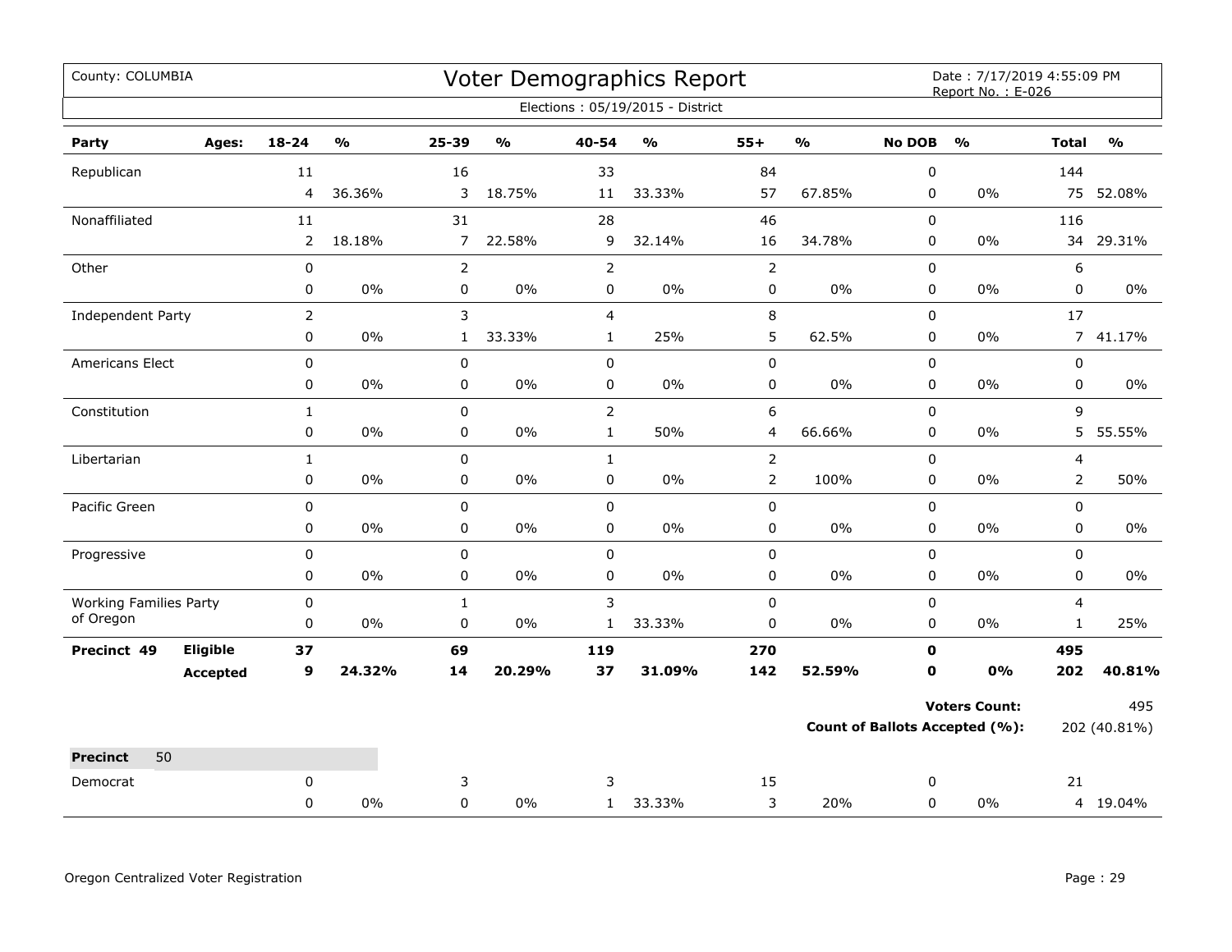County: COLUMBIA

# Voter Demographics Report

Date : 7/17/2019 4:55:09 PM
Report No. : E-026

Elections : 05/19/2015 - District

| Party | Ages: | 18-24 | % | 25-39 | % | 40-54 | % | 55+ | % | No DOB | % | Total | % |
|---|---|---|---|---|---|---|---|---|---|---|---|---|---|
| Republican | | 11 | | 16 | | 33 | | 84 | | 0 | | 144 | |
| | | 4 | 36.36% | 3 | 18.75% | 11 | 33.33% | 57 | 67.85% | 0 | 0% | 75 | 52.08% |
| Nonaffiliated | | 11 | | 31 | | 28 | | 46 | | 0 | | 116 | |
| | | 2 | 18.18% | 7 | 22.58% | 9 | 32.14% | 16 | 34.78% | 0 | 0% | 34 | 29.31% |
| Other | | 0 | | 2 | | 2 | | 2 | | 0 | | 6 | |
| | | 0 | 0% | 0 | 0% | 0 | 0% | 0 | 0% | 0 | 0% | 0 | 0% |
| Independent Party | | 2 | | 3 | | 4 | | 8 | | 0 | | 17 | |
| | | 0 | 0% | 1 | 33.33% | 1 | 25% | 5 | 62.5% | 0 | 0% | 7 | 41.17% |
| Americans Elect | | 0 | | 0 | | 0 | | 0 | | 0 | | 0 | |
| | | 0 | 0% | 0 | 0% | 0 | 0% | 0 | 0% | 0 | 0% | 0 | 0% |
| Constitution | | 1 | | 0 | | 2 | | 6 | | 0 | | 9 | |
| | | 0 | 0% | 0 | 0% | 1 | 50% | 4 | 66.66% | 0 | 0% | 5 | 55.55% |
| Libertarian | | 1 | | 0 | | 1 | | 2 | | 0 | | 4 | |
| | | 0 | 0% | 0 | 0% | 0 | 0% | 2 | 100% | 0 | 0% | 2 | 50% |
| Pacific Green | | 0 | | 0 | | 0 | | 0 | | 0 | | 0 | |
| | | 0 | 0% | 0 | 0% | 0 | 0% | 0 | 0% | 0 | 0% | 0 | 0% |
| Progressive | | 0 | | 0 | | 0 | | 0 | | 0 | | 0 | |
| | | 0 | 0% | 0 | 0% | 0 | 0% | 0 | 0% | 0 | 0% | 0 | 0% |
| Working Families Party of Oregon | | 0 | | 1 | | 3 | | 0 | | 0 | | 4 | |
| | | 0 | 0% | 0 | 0% | 1 | 33.33% | 0 | 0% | 0 | 0% | 1 | 25% |
| **Precinct 49** | **Eligible** | **37** | | **69** | | **119** | | **270** | | **0** | | **495** | |
| | **Accepted** | **9** | **24.32%** | **14** | **20.29%** | **37** | **31.09%** | **142** | **52.59%** | **0** | **0%** | **202** | **40.81%** |

**Voters Count:** 495

**Count of Ballots Accepted (%):** 202 (40.81%)

**Precinct** 50

| Party | 18-24 | % | 25-39 | % | 40-54 | % | 55+ | % | No DOB | % | Total | % |
|---|---|---|---|---|---|---|---|---|---|---|---|---|
| Democrat | 0 | | 3 | | 3 | | 15 | | 0 | | 21 | |
| | 0 | 0% | 0 | 0% | 1 | 33.33% | 3 | 20% | 0 | 0% | 4 | 19.04% |

Oregon Centralized Voter Registration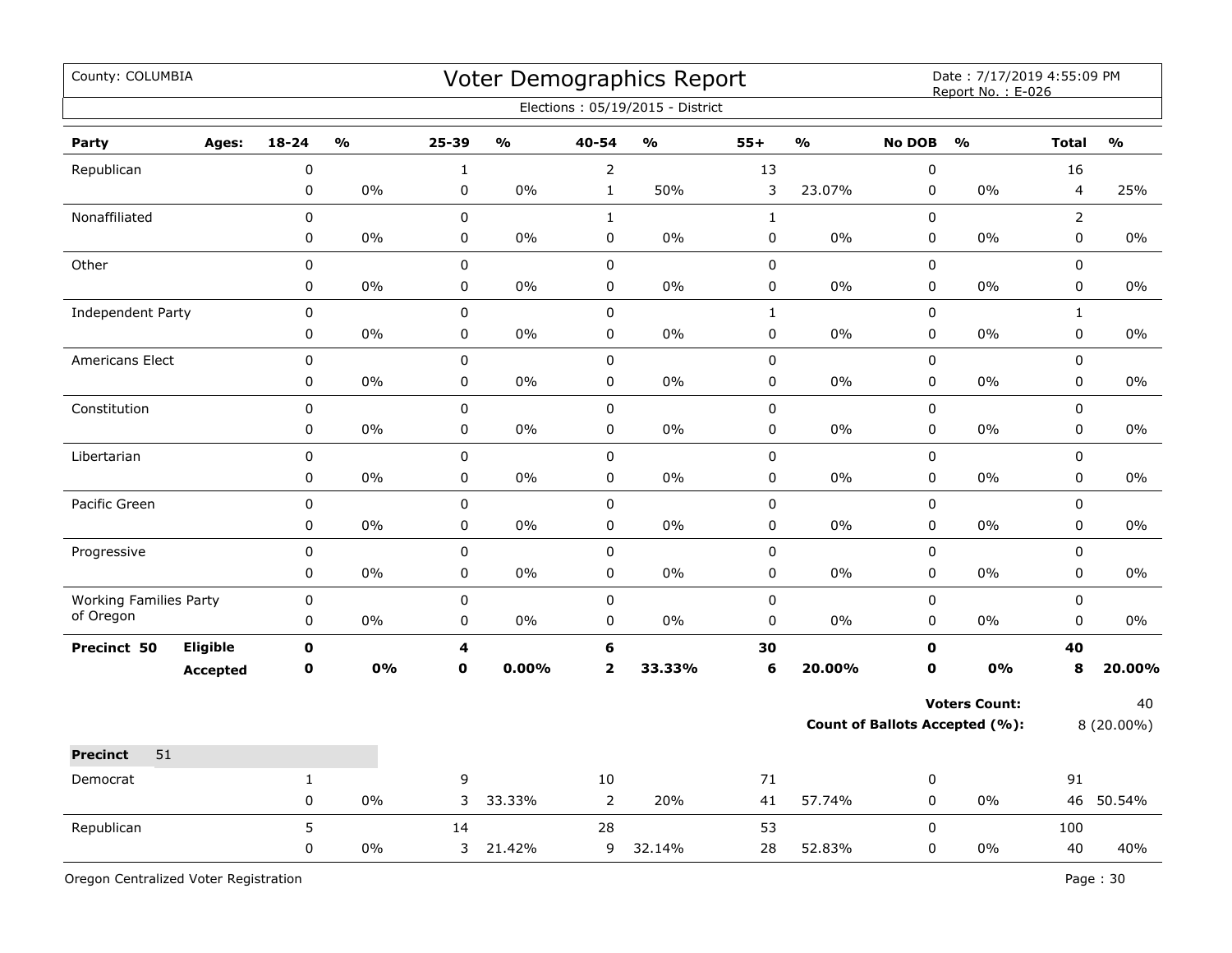County: COLUMBIA

# Voter Demographics Report

Date : 7/17/2019 4:55:09 PM
Report No. : E-026

Elections : 05/19/2015 - District

| Party | Ages: | 18-24 | % | 25-39 | % | 40-54 | % | 55+ | % | No DOB | % | Total | % |
|---|---|---|---|---|---|---|---|---|---|---|---|---|---|
| Republican | | 0 | | 1 | | 2 | | 13 | | 0 | | 16 | |
| | | 0 | 0% | 0 | 0% | 1 | 50% | 3 | 23.07% | 0 | 0% | 4 | 25% |
| Nonaffiliated | | 0 | | 0 | | 1 | | 1 | | 0 | | 2 | |
| | | 0 | 0% | 0 | 0% | 0 | 0% | 0 | 0% | 0 | 0% | 0 | 0% |
| Other | | 0 | | 0 | | 0 | | 0 | | 0 | | 0 | |
| | | 0 | 0% | 0 | 0% | 0 | 0% | 0 | 0% | 0 | 0% | 0 | 0% |
| Independent Party | | 0 | | 0 | | 0 | | 1 | | 0 | | 1 | |
| | | 0 | 0% | 0 | 0% | 0 | 0% | 0 | 0% | 0 | 0% | 0 | 0% |
| Americans Elect | | 0 | | 0 | | 0 | | 0 | | 0 | | 0 | |
| | | 0 | 0% | 0 | 0% | 0 | 0% | 0 | 0% | 0 | 0% | 0 | 0% |
| Constitution | | 0 | | 0 | | 0 | | 0 | | 0 | | 0 | |
| | | 0 | 0% | 0 | 0% | 0 | 0% | 0 | 0% | 0 | 0% | 0 | 0% |
| Libertarian | | 0 | | 0 | | 0 | | 0 | | 0 | | 0 | |
| | | 0 | 0% | 0 | 0% | 0 | 0% | 0 | 0% | 0 | 0% | 0 | 0% |
| Pacific Green | | 0 | | 0 | | 0 | | 0 | | 0 | | 0 | |
| | | 0 | 0% | 0 | 0% | 0 | 0% | 0 | 0% | 0 | 0% | 0 | 0% |
| Progressive | | 0 | | 0 | | 0 | | 0 | | 0 | | 0 | |
| | | 0 | 0% | 0 | 0% | 0 | 0% | 0 | 0% | 0 | 0% | 0 | 0% |
| Working Families Party of Oregon | | 0 | | 0 | | 0 | | 0 | | 0 | | 0 | |
| | | 0 | 0% | 0 | 0% | 0 | 0% | 0 | 0% | 0 | 0% | 0 | 0% |
| **Precinct 50** | **Eligible** | **0** | | **4** | | **6** | | **30** | | **0** | | **40** | |
| | **Accepted** | **0** | **0%** | **0** | **0.00%** | **2** | **33.33%** | **6** | **20.00%** | **0** | **0%** | **8** | **20.00%** |

**Voters Count:** 40

**Count of Ballots Accepted (%):** 8 (20.00%)

**Precinct** 51

| Party | Ages: | 18-24 | % | 25-39 | % | 40-54 | % | 55+ | % | No DOB | % | Total | % |
|---|---|---|---|---|---|---|---|---|---|---|---|---|---|
| Democrat | | 1 | | 9 | | 10 | | 71 | | 0 | | 91 | |
| | | 0 | 0% | 3 | 33.33% | 2 | 20% | 41 | 57.74% | 0 | 0% | 46 | 50.54% |
| Republican | | 5 | | 14 | | 28 | | 53 | | 0 | | 100 | |
| | | 0 | 0% | 3 | 21.42% | 9 | 32.14% | 28 | 52.83% | 0 | 0% | 40 | 40% |

Oregon Centralized Voter Registration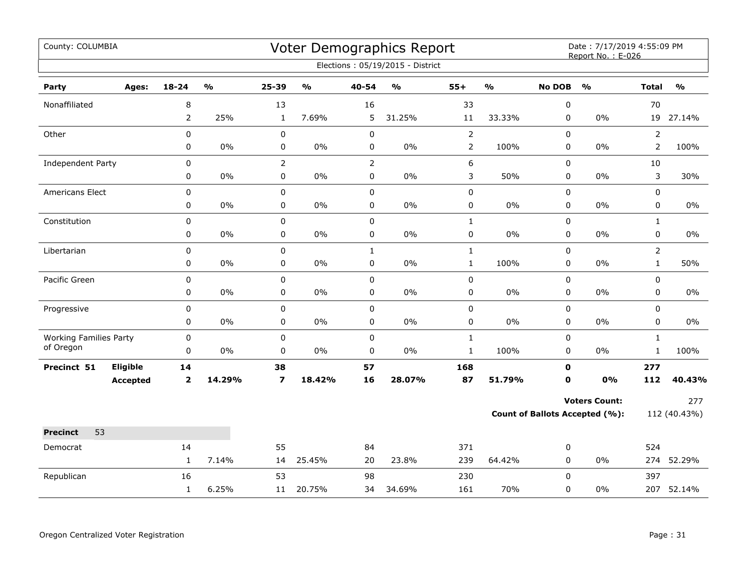County: COLUMBIA

# Voter Demographics Report

Date : 7/17/2019 4:55:09 PM
Report No. : E-026

Elections : 05/19/2015 - District

| Party | Ages: | 18-24 | % | 25-39 | % | 40-54 | % | 55+ | % | No DOB | % | Total | % |
|---|---|---|---|---|---|---|---|---|---|---|---|---|---|
| Nonaffiliated | | 8 | | 13 | | 16 | | 33 | | 0 | | 70 | |
| | | 2 | 25% | 1 | 7.69% | 5 | 31.25% | 11 | 33.33% | 0 | 0% | 19 | 27.14% |
| Other | | 0 | | 0 | | 0 | | 2 | | 0 | | 2 | |
| | | 0 | 0% | 0 | 0% | 0 | 0% | 2 | 100% | 0 | 0% | 2 | 100% |
| Independent Party | | 0 | | 2 | | 2 | | 6 | | 0 | | 10 | |
| | | 0 | 0% | 0 | 0% | 0 | 0% | 3 | 50% | 0 | 0% | 3 | 30% |
| Americans Elect | | 0 | | 0 | | 0 | | 0 | | 0 | | 0 | |
| | | 0 | 0% | 0 | 0% | 0 | 0% | 0 | 0% | 0 | 0% | 0 | 0% |
| Constitution | | 0 | | 0 | | 0 | | 1 | | 0 | | 1 | |
| | | 0 | 0% | 0 | 0% | 0 | 0% | 0 | 0% | 0 | 0% | 0 | 0% |
| Libertarian | | 0 | | 0 | | 1 | | 1 | | 0 | | 2 | |
| | | 0 | 0% | 0 | 0% | 0 | 0% | 1 | 100% | 0 | 0% | 1 | 50% |
| Pacific Green | | 0 | | 0 | | 0 | | 0 | | 0 | | 0 | |
| | | 0 | 0% | 0 | 0% | 0 | 0% | 0 | 0% | 0 | 0% | 0 | 0% |
| Progressive | | 0 | | 0 | | 0 | | 0 | | 0 | | 0 | |
| | | 0 | 0% | 0 | 0% | 0 | 0% | 0 | 0% | 0 | 0% | 0 | 0% |
| Working Families Party of Oregon | | 0 | | 0 | | 0 | | 1 | | 0 | | 1 | |
| | | 0 | 0% | 0 | 0% | 0 | 0% | 1 | 100% | 0 | 0% | 1 | 100% |
| **Precinct 51** | **Eligible** | **14** | | **38** | | **57** | | **168** | | **0** | | **277** | |
| | **Accepted** | **2** | **14.29%** | **7** | **18.42%** | **16** | **28.07%** | **87** | **51.79%** | **0** | **0%** | **112** | **40.43%** |

**Voters Count:** 277

**Count of Ballots Accepted (%):** 112 (40.43%)

**Precinct** 53

| Party | Ages: | 18-24 | % | 25-39 | % | 40-54 | % | 55+ | % | No DOB | % | Total | % |
|---|---|---|---|---|---|---|---|---|---|---|---|---|---|
| Democrat | | 14 | | 55 | | 84 | | 371 | | 0 | | 524 | |
| | | 1 | 7.14% | 14 | 25.45% | 20 | 23.8% | 239 | 64.42% | 0 | 0% | 274 | 52.29% |
| Republican | | 16 | | 53 | | 98 | | 230 | | 0 | | 397 | |
| | | 1 | 6.25% | 11 | 20.75% | 34 | 34.69% | 161 | 70% | 0 | 0% | 207 | 52.14% |

Oregon Centralized Voter Registration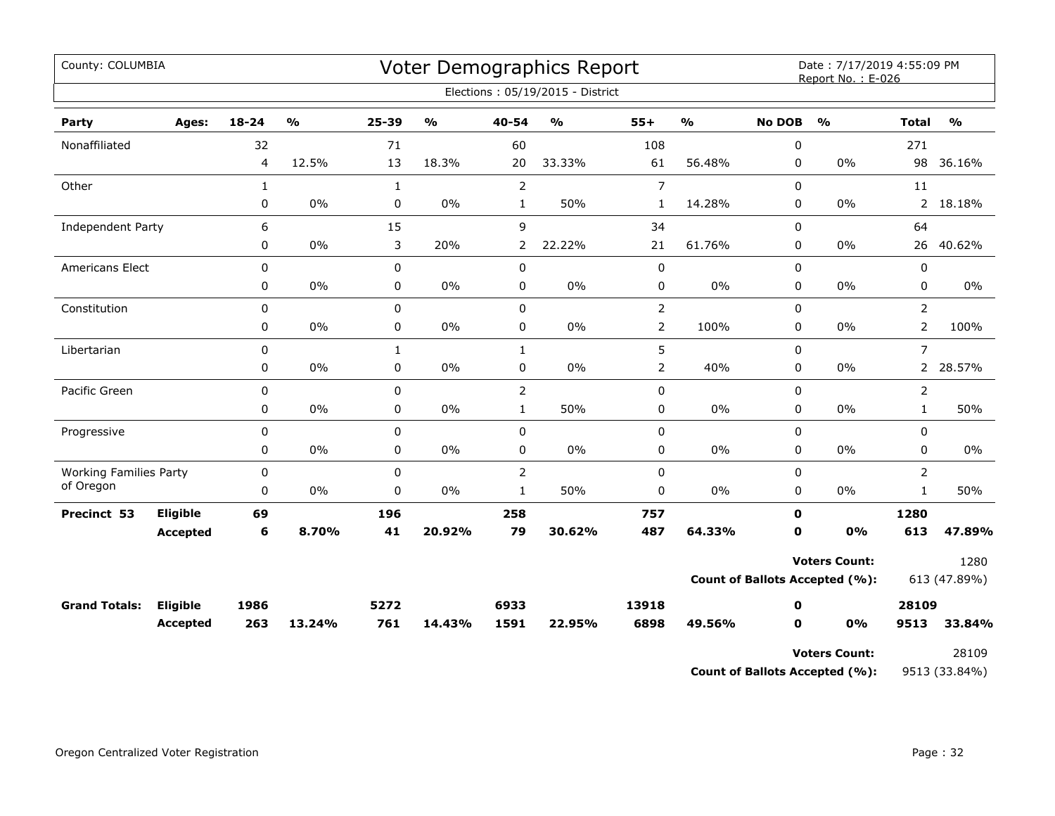County: COLUMBIA

# Voter Demographics Report

Date : 7/17/2019 4:55:09 PM
Report No. : E-026

Elections : 05/19/2015 - District

| Party | Ages: | 18-24 | % | 25-39 | % | 40-54 | % | 55+ | % | No DOB | % | Total | % |
|---|---|---|---|---|---|---|---|---|---|---|---|---|---|
| Nonaffiliated | | 32 | | 71 | | 60 | | 108 | | 0 | | 271 | |
| | | 4 | 12.5% | 13 | 18.3% | 20 | 33.33% | 61 | 56.48% | 0 | 0% | 98 | 36.16% |
| Other | | 1 | | 1 | | 2 | | 7 | | 0 | | 11 | |
| | | 0 | 0% | 0 | 0% | 1 | 50% | 1 | 14.28% | 0 | 0% | 2 | 18.18% |
| Independent Party | | 6 | | 15 | | 9 | | 34 | | 0 | | 64 | |
| | | 0 | 0% | 3 | 20% | 2 | 22.22% | 21 | 61.76% | 0 | 0% | 26 | 40.62% |
| Americans Elect | | 0 | | 0 | | 0 | | 0 | | 0 | | 0 | |
| | | 0 | 0% | 0 | 0% | 0 | 0% | 0 | 0% | 0 | 0% | 0 | 0% |
| Constitution | | 0 | | 0 | | 0 | | 2 | | 0 | | 2 | |
| | | 0 | 0% | 0 | 0% | 0 | 0% | 2 | 100% | 0 | 0% | 2 | 100% |
| Libertarian | | 0 | | 1 | | 1 | | 5 | | 0 | | 7 | |
| | | 0 | 0% | 0 | 0% | 0 | 0% | 2 | 40% | 0 | 0% | 2 | 28.57% |
| Pacific Green | | 0 | | 0 | | 2 | | 0 | | 0 | | 2 | |
| | | 0 | 0% | 0 | 0% | 1 | 50% | 0 | 0% | 0 | 0% | 1 | 50% |
| Progressive | | 0 | | 0 | | 0 | | 0 | | 0 | | 0 | |
| | | 0 | 0% | 0 | 0% | 0 | 0% | 0 | 0% | 0 | 0% | 0 | 0% |
| Working Families Party of Oregon | | 0 | | 0 | | 2 | | 0 | | 0 | | 2 | |
| | | 0 | 0% | 0 | 0% | 1 | 50% | 0 | 0% | 0 | 0% | 1 | 50% |
| **Precinct 53** | **Eligible** | **69** | | **196** | | **258** | | **757** | | **0** | | **1280** | |
| | **Accepted** | **6** | **8.70%** | **41** | **20.92%** | **79** | **30.62%** | **487** | **64.33%** | **0** | **0%** | **613** | **47.89%** |

**Voters Count:** 1280

**Count of Ballots Accepted (%):** 613 (47.89%)

| | | 18-24 | % | 25-39 | % | 40-54 | % | 55+ | % | No DOB | % | Total | % |
|---|---|---|---|---|---|---|---|---|---|---|---|---|---|
| **Grand Totals:** | **Eligible** | **1986** | | **5272** | | **6933** | | **13918** | | **0** | | **28109** | |
| | **Accepted** | **263** | **13.24%** | **761** | **14.43%** | **1591** | **22.95%** | **6898** | **49.56%** | **0** | **0%** | **9513** | **33.84%** |

**Voters Count:** 28109

**Count of Ballots Accepted (%):** 9513 (33.84%)

Oregon Centralized Voter Registration